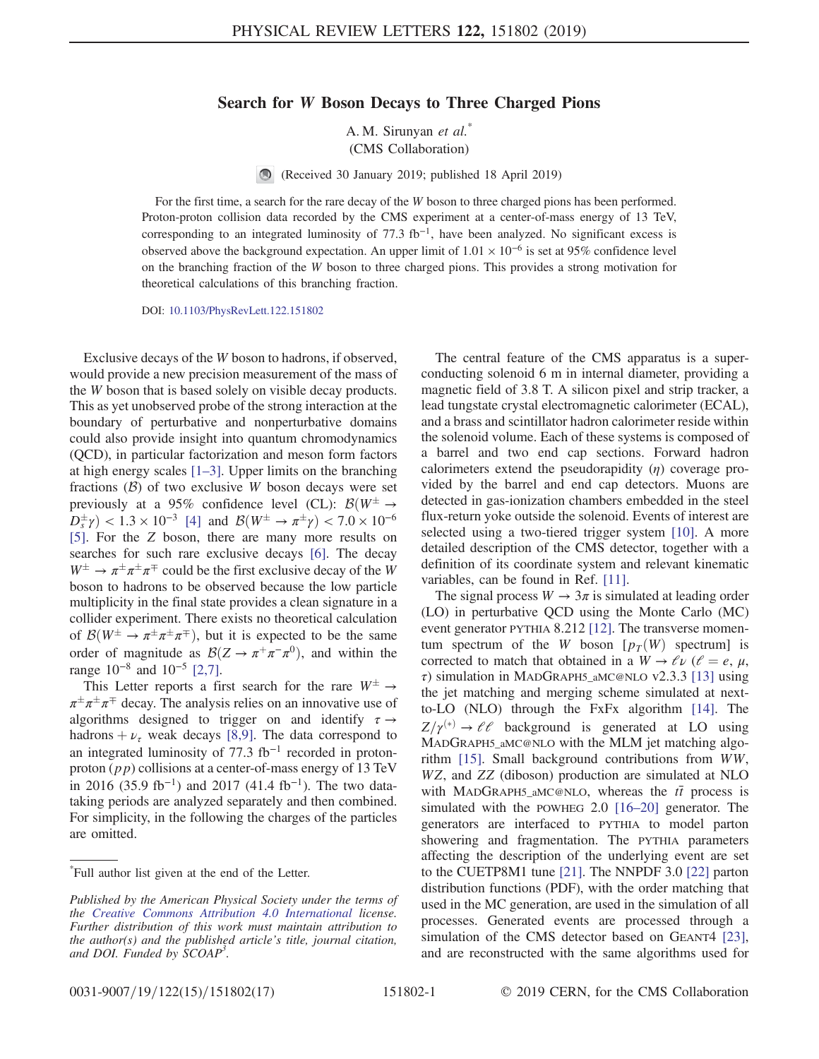# Search for $W$ Boson Decays to Three Charged Pions

A. M. Sirunyan *et al.*[*]
(CMS Collaboration)

(Received 30 January 2019; published 18 April 2019)

For the first time, a search for the rare decay of the $W$ boson to three charged pions has been performed. Proton-proton collision data recorded by the CMS experiment at a center-of-mass energy of 13 TeV, corresponding to an integrated luminosity of 77.3 $\text{fb}^{-1}$, have been analyzed. No significant excess is observed above the background expectation. An upper limit of $1.01 \times 10^{-6}$ is set at 95% confidence level on the branching fraction of the $W$ boson to three charged pions. This provides a strong motivation for theoretical calculations of this branching fraction.

DOI: 10.1103/PhysRevLett.122.151802

Exclusive decays of the $W$ boson to hadrons, if observed, would provide a new precision measurement of the mass of the $W$ boson that is based solely on visible decay products. This as yet unobserved probe of the strong interaction at the boundary of perturbative and nonperturbative domains could also provide insight into quantum chromodynamics (QCD), in particular factorization and meson form factors at high energy scales [1–3]. Upper limits on the branching fractions ($\mathcal{B}$) of two exclusive $W$ boson decays were set previously at a 95% confidence level (CL): $\mathcal{B}(W^{\pm} \to D_s^{\pm}\gamma) < 1.3 \times 10^{-3}$ [4] and $\mathcal{B}(W^{\pm} \to \pi^{\pm}\gamma) < 7.0 \times 10^{-6}$ [5]. For the $Z$ boson, there are many more results on searches for such rare exclusive decays [6]. The decay $W^{\pm} \to \pi^{\pm}\pi^{\pm}\pi^{\mp}$ could be the first exclusive decay of the $W$ boson to hadrons to be observed because the low particle multiplicity in the final state provides a clean signature in a collider experiment. There exists no theoretical calculation of $\mathcal{B}(W^{\pm} \to \pi^{\pm}\pi^{\pm}\pi^{\mp})$, but it is expected to be the same order of magnitude as $\mathcal{B}(Z \to \pi^{+}\pi^{-}\pi^{0})$, and within the range $10^{-8}$ and $10^{-5}$ [2,7].

This Letter reports a first search for the rare $W^{\pm} \to \pi^{\pm}\pi^{\pm}\pi^{\mp}$ decay. The analysis relies on an innovative use of algorithms designed to trigger on and identify $\tau \to \text{hadrons} + \nu_{\tau}$ weak decays [8,9]. The data correspond to an integrated luminosity of 77.3 $\text{fb}^{-1}$ recorded in proton-proton ($pp$) collisions at a center-of-mass energy of 13 TeV in 2016 (35.9 $\text{fb}^{-1}$) and 2017 (41.4 $\text{fb}^{-1}$). The two data-taking periods are analyzed separately and then combined. For simplicity, in the following the charges of the particles are omitted.

The central feature of the CMS apparatus is a superconducting solenoid 6 m in internal diameter, providing a magnetic field of 3.8 T. A silicon pixel and strip tracker, a lead tungstate crystal electromagnetic calorimeter (ECAL), and a brass and scintillator hadron calorimeter reside within the solenoid volume. Each of these systems is composed of a barrel and two end cap sections. Forward hadron calorimeters extend the pseudorapidity ($\eta$) coverage provided by the barrel and end cap detectors. Muons are detected in gas-ionization chambers embedded in the steel flux-return yoke outside the solenoid. Events of interest are selected using a two-tiered trigger system [10]. A more detailed description of the CMS detector, together with a definition of its coordinate system and relevant kinematic variables, can be found in Ref. [11].

The signal process $W \to 3\pi$ is simulated at leading order (LO) in perturbative QCD using the Monte Carlo (MC) event generator PYTHIA 8.212 [12]. The transverse momentum spectrum of the $W$ boson [$p_T(W)$ spectrum] is corrected to match that obtained in a $W \to \ell\nu$ ($\ell = e, \mu, \tau$) simulation in MADGRAPH5_aMC@NLO v2.3.3 [13] using the jet matching and merging scheme simulated at next-to-LO (NLO) through the FxFx algorithm [14]. The $Z/\gamma^{(*)} \to \ell\ell$ background is generated at LO using MADGRAPH5_aMC@NLO with the MLM jet matching algorithm [15]. Small background contributions from $WW$, $WZ$, and $ZZ$ (diboson) production are simulated at NLO with MADGRAPH5_aMC@NLO, whereas the $t\bar{t}$ process is simulated with the POWHEG 2.0 [16–20] generator. The generators are interfaced to PYTHIA to model parton showering and fragmentation. The PYTHIA parameters affecting the description of the underlying event are set to the CUETP8M1 tune [21]. The NNPDF 3.0 [22] parton distribution functions (PDF), with the order matching that used in the MC generation, are used in the simulation of all processes. Generated events are processed through a simulation of the CMS detector based on GEANT4 [23], and are reconstructed with the same algorithms used for

[*]Full author list given at the end of the Letter.

*Published by the American Physical Society under the terms of the Creative Commons Attribution 4.0 International license. Further distribution of this work must maintain attribution to the author(s) and the published article's title, journal citation, and DOI. Funded by SCOAP[3].*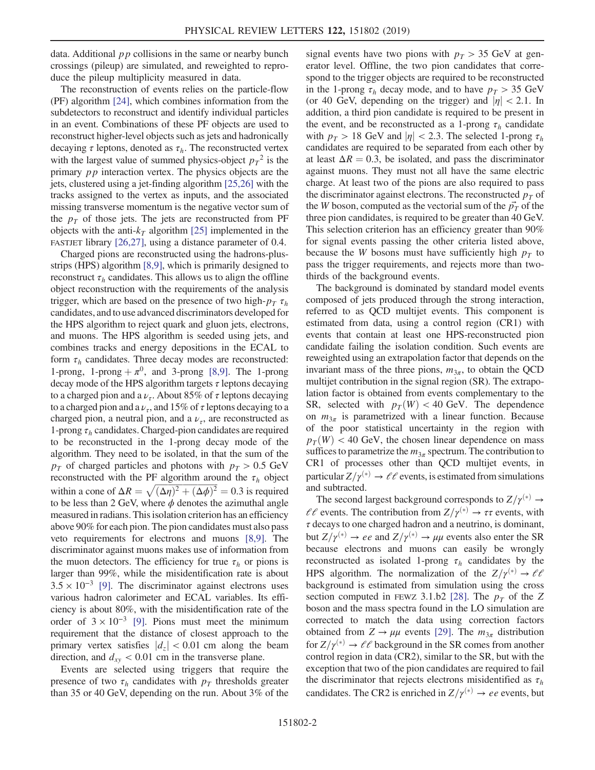data. Additional $pp$ collisions in the same or nearby bunch crossings (pileup) are simulated, and reweighted to reproduce the pileup multiplicity measured in data.

The reconstruction of events relies on the particle-flow (PF) algorithm [24], which combines information from the subdetectors to reconstruct and identify individual particles in an event. Combinations of these PF objects are used to reconstruct higher-level objects such as jets and hadronically decaying $\tau$ leptons, denoted as $\tau_h$. The reconstructed vertex with the largest value of summed physics-object $p_T{}^2$ is the primary $pp$ interaction vertex. The physics objects are the jets, clustered using a jet-finding algorithm [25,26] with the tracks assigned to the vertex as inputs, and the associated missing transverse momentum is the negative vector sum of the $p_T$ of those jets. The jets are reconstructed from PF objects with the anti-$k_T$ algorithm [25] implemented in the FASTJET library [26,27], using a distance parameter of 0.4.

Charged pions are reconstructed using the hadrons-plus-strips (HPS) algorithm [8,9], which is primarily designed to reconstruct $\tau_h$ candidates. This allows us to align the offline object reconstruction with the requirements of the analysis trigger, which are based on the presence of two high-$p_T$ $\tau_h$ candidates, and to use advanced discriminators developed for the HPS algorithm to reject quark and gluon jets, electrons, and muons. The HPS algorithm is seeded using jets, and combines tracks and energy depositions in the ECAL to form $\tau_h$ candidates. Three decay modes are reconstructed: 1-prong, 1-prong $+ \pi^0$, and 3-prong [8,9]. The 1-prong decay mode of the HPS algorithm targets $\tau$ leptons decaying to a charged pion and a $\nu_\tau$. About 85% of $\tau$ leptons decaying to a charged pion and a $\nu_\tau$, and 15% of $\tau$ leptons decaying to a charged pion, a neutral pion, and a $\nu_\tau$, are reconstructed as 1-prong $\tau_h$ candidates. Charged-pion candidates are required to be reconstructed in the 1-prong decay mode of the algorithm. They need to be isolated, in that the sum of the $p_T$ of charged particles and photons with $p_T > 0.5$ GeV reconstructed with the PF algorithm around the $\tau_h$ object within a cone of $\Delta R = \sqrt{(\Delta\eta)^2 + (\Delta\phi)^2} = 0.3$ is required to be less than 2 GeV, where $\phi$ denotes the azimuthal angle measured in radians. This isolation criterion has an efficiency above 90% for each pion. The pion candidates must also pass veto requirements for electrons and muons [8,9]. The discriminator against muons makes use of information from the muon detectors. The efficiency for true $\tau_h$ or pions is larger than 99%, while the misidentification rate is about $3.5 \times 10^{-3}$ [9]. The discriminator against electrons uses various hadron calorimeter and ECAL variables. Its efficiency is about 80%, with the misidentification rate of the order of $3 \times 10^{-3}$ [9]. Pions must meet the minimum requirement that the distance of closest approach to the primary vertex satisfies $|d_z| < 0.01$ cm along the beam direction, and $d_{xy} < 0.01$ cm in the transverse plane.

Events are selected using triggers that require the presence of two $\tau_h$ candidates with $p_T$ thresholds greater than 35 or 40 GeV, depending on the run. About 3% of the signal events have two pions with $p_T > 35$ GeV at generator level. Offline, the two pion candidates that correspond to the trigger objects are required to be reconstructed in the 1-prong $\tau_h$ decay mode, and to have $p_T > 35$ GeV (or 40 GeV, depending on the trigger) and $|\eta| < 2.1$. In addition, a third pion candidate is required to be present in the event, and be reconstructed as a 1-prong $\tau_h$ candidate with $p_T > 18$ GeV and $|\eta| < 2.3$. The selected 1-prong $\tau_h$ candidates are required to be separated from each other by at least $\Delta R = 0.3$, be isolated, and pass the discriminator against muons. They must not all have the same electric charge. At least two of the pions are also required to pass the discriminator against electrons. The reconstructed $p_T$ of the $W$ boson, computed as the vectorial sum of the $\vec{p}_T$ of the three pion candidates, is required to be greater than 40 GeV. This selection criterion has an efficiency greater than 90% for signal events passing the other criteria listed above, because the $W$ bosons must have sufficiently high $p_T$ to pass the trigger requirements, and rejects more than two-thirds of the background events.

The background is dominated by standard model events composed of jets produced through the strong interaction, referred to as QCD multijet events. This component is estimated from data, using a control region (CR1) with events that contain at least one HPS-reconstructed pion candidate failing the isolation condition. Such events are reweighted using an extrapolation factor that depends on the invariant mass of the three pions, $m_{3\pi}$, to obtain the QCD multijet contribution in the signal region (SR). The extrapolation factor is obtained from events complementary to the SR, selected with $p_T(W) < 40$ GeV. The dependence on $m_{3\pi}$ is parametrized with a linear function. Because of the poor statistical uncertainty in the region with $p_T(W) < 40$ GeV, the chosen linear dependence on mass suffices to parametrize the $m_{3\pi}$ spectrum. The contribution to CR1 of processes other than QCD multijet events, in particular $Z/\gamma^{(*)} \to \ell\ell$ events, is estimated from simulations and subtracted.

The second largest background corresponds to $Z/\gamma^{(*)} \to \ell\ell$ events. The contribution from $Z/\gamma^{(*)} \to \tau\tau$ events, with $\tau$ decays to one charged hadron and a neutrino, is dominant, but $Z/\gamma^{(*)} \to ee$ and $Z/\gamma^{(*)} \to \mu\mu$ events also enter the SR because electrons and muons can easily be wrongly reconstructed as isolated 1-prong $\tau_h$ candidates by the HPS algorithm. The normalization of the $Z/\gamma^{(*)} \to \ell\ell$ background is estimated from simulation using the cross section computed in FEWZ 3.1.b2 [28]. The $p_T$ of the $Z$ boson and the mass spectra found in the LO simulation are corrected to match the data using correction factors obtained from $Z \to \mu\mu$ events [29]. The $m_{3\pi}$ distribution for $Z/\gamma^{(*)} \to \ell\ell$ background in the SR comes from another control region in data (CR2), similar to the SR, but with the exception that two of the pion candidates are required to fail the discriminator that rejects electrons misidentified as $\tau_h$ candidates. The CR2 is enriched in $Z/\gamma^{(*)} \to ee$ events, but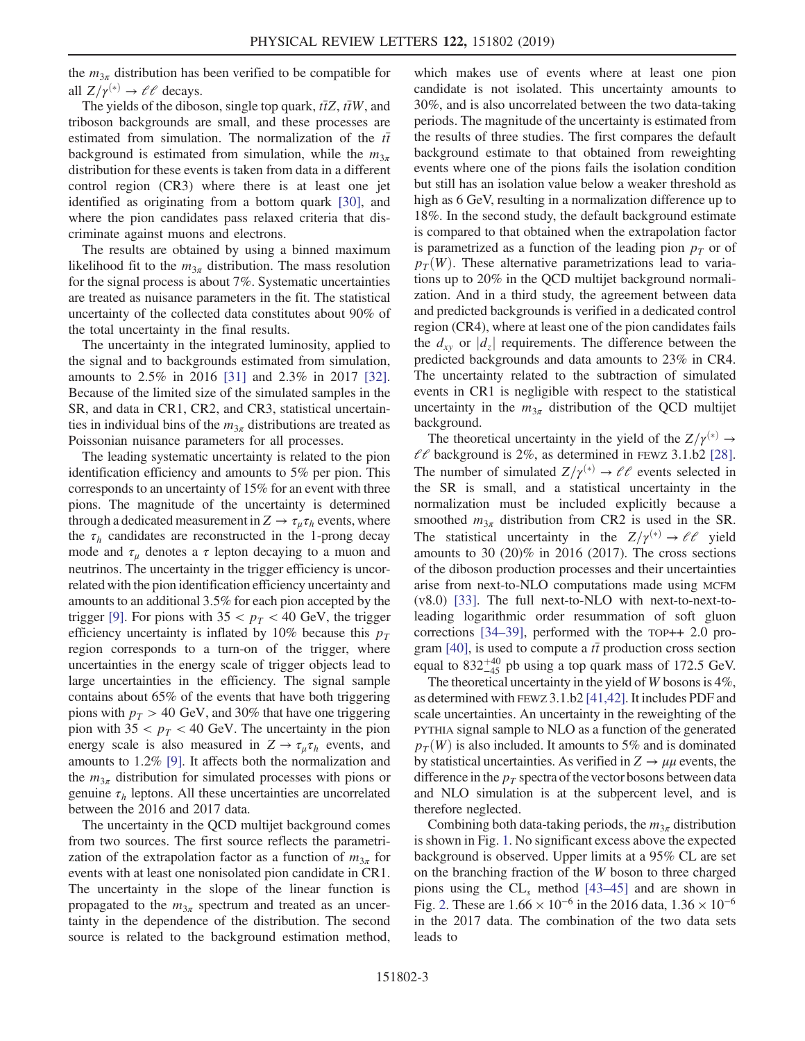the $m_{3\pi}$ distribution has been verified to be compatible for all $Z/\gamma^{(*)} \to \ell\ell$ decays.

The yields of the diboson, single top quark, $t\bar{t}Z$, $t\bar{t}W$, and triboson backgrounds are small, and these processes are estimated from simulation. The normalization of the $t\bar{t}$ background is estimated from simulation, while the $m_{3\pi}$ distribution for these events is taken from data in a different control region (CR3) where there is at least one jet identified as originating from a bottom quark [30], and where the pion candidates pass relaxed criteria that discriminate against muons and electrons.

The results are obtained by using a binned maximum likelihood fit to the $m_{3\pi}$ distribution. The mass resolution for the signal process is about 7%. Systematic uncertainties are treated as nuisance parameters in the fit. The statistical uncertainty of the collected data constitutes about 90% of the total uncertainty in the final results.

The uncertainty in the integrated luminosity, applied to the signal and to backgrounds estimated from simulation, amounts to 2.5% in 2016 [31] and 2.3% in 2017 [32]. Because of the limited size of the simulated samples in the SR, and data in CR1, CR2, and CR3, statistical uncertainties in individual bins of the $m_{3\pi}$ distributions are treated as Poissonian nuisance parameters for all processes.

The leading systematic uncertainty is related to the pion identification efficiency and amounts to 5% per pion. This corresponds to an uncertainty of 15% for an event with three pions. The magnitude of the uncertainty is determined through a dedicated measurement in $Z \to \tau_\mu\tau_h$ events, where the $\tau_h$ candidates are reconstructed in the 1-prong decay mode and $\tau_\mu$ denotes a $\tau$ lepton decaying to a muon and neutrinos. The uncertainty in the trigger efficiency is uncorrelated with the pion identification efficiency uncertainty and amounts to an additional 3.5% for each pion accepted by the trigger [9]. For pions with $35 < p_T < 40$ GeV, the trigger efficiency uncertainty is inflated by 10% because this $p_T$ region corresponds to a turn-on of the trigger, where uncertainties in the energy scale of trigger objects lead to large uncertainties in the efficiency. The signal sample contains about 65% of the events that have both triggering pions with $p_T > 40$ GeV, and 30% that have one triggering pion with $35 < p_T < 40$ GeV. The uncertainty in the pion energy scale is also measured in $Z \to \tau_\mu\tau_h$ events, and amounts to 1.2% [9]. It affects both the normalization and the $m_{3\pi}$ distribution for simulated processes with pions or genuine $\tau_h$ leptons. All these uncertainties are uncorrelated between the 2016 and 2017 data.

The uncertainty in the QCD multijet background comes from two sources. The first source reflects the parametrization of the extrapolation factor as a function of $m_{3\pi}$ for events with at least one nonisolated pion candidate in CR1. The uncertainty in the slope of the linear function is propagated to the $m_{3\pi}$ spectrum and treated as an uncertainty in the dependence of the distribution. The second source is related to the background estimation method, which makes use of events where at least one pion candidate is not isolated. This uncertainty amounts to 30%, and is also uncorrelated between the two data-taking periods. The magnitude of the uncertainty is estimated from the results of three studies. The first compares the default background estimate to that obtained from reweighting events where one of the pions fails the isolation condition but still has an isolation value below a weaker threshold as high as 6 GeV, resulting in a normalization difference up to 18%. In the second study, the default background estimate is compared to that obtained when the extrapolation factor is parametrized as a function of the leading pion $p_T$ or of $p_T(W)$. These alternative parametrizations lead to variations up to 20% in the QCD multijet background normalization. And in a third study, the agreement between data and predicted backgrounds is verified in a dedicated control region (CR4), where at least one of the pion candidates fails the $d_{xy}$ or $|d_z|$ requirements. The difference between the predicted backgrounds and data amounts to 23% in CR4. The uncertainty related to the subtraction of simulated events in CR1 is negligible with respect to the statistical uncertainty in the $m_{3\pi}$ distribution of the QCD multijet background.

The theoretical uncertainty in the yield of the $Z/\gamma^{(*)} \to \ell\ell$ background is 2%, as determined in FEWZ 3.1.b2 [28]. The number of simulated $Z/\gamma^{(*)} \to \ell\ell$ events selected in the SR is small, and a statistical uncertainty in the normalization must be included explicitly because a smoothed $m_{3\pi}$ distribution from CR2 is used in the SR. The statistical uncertainty in the $Z/\gamma^{(*)} \to \ell\ell$ yield amounts to 30 (20)% in 2016 (2017). The cross sections of the diboson production processes and their uncertainties arise from next-to-NLO computations made using MCFM (v8.0) [33]. The full next-to-NLO with next-to-next-to-leading logarithmic order resummation of soft gluon corrections [34–39], performed with the TOP++ 2.0 program [40], is used to compute a $t\bar{t}$ production cross section equal to $832^{+40}_{-45}$ pb using a top quark mass of 172.5 GeV.

The theoretical uncertainty in the yield of $W$ bosons is 4%, as determined with FEWZ 3.1.b2 [41,42]. It includes PDF and scale uncertainties. An uncertainty in the reweighting of the PYTHIA signal sample to NLO as a function of the generated $p_T(W)$ is also included. It amounts to 5% and is dominated by statistical uncertainties. As verified in $Z \to \mu\mu$ events, the difference in the $p_T$ spectra of the vector bosons between data and NLO simulation is at the subpercent level, and is therefore neglected.

Combining both data-taking periods, the $m_{3\pi}$ distribution is shown in Fig. 1. No significant excess above the expected background is observed. Upper limits at a 95% CL are set on the branching fraction of the $W$ boson to three charged pions using the $\mathrm{CL}_s$ method [43–45] and are shown in Fig. 2. These are $1.66 \times 10^{-6}$ in the 2016 data, $1.36 \times 10^{-6}$ in the 2017 data. The combination of the two data sets leads to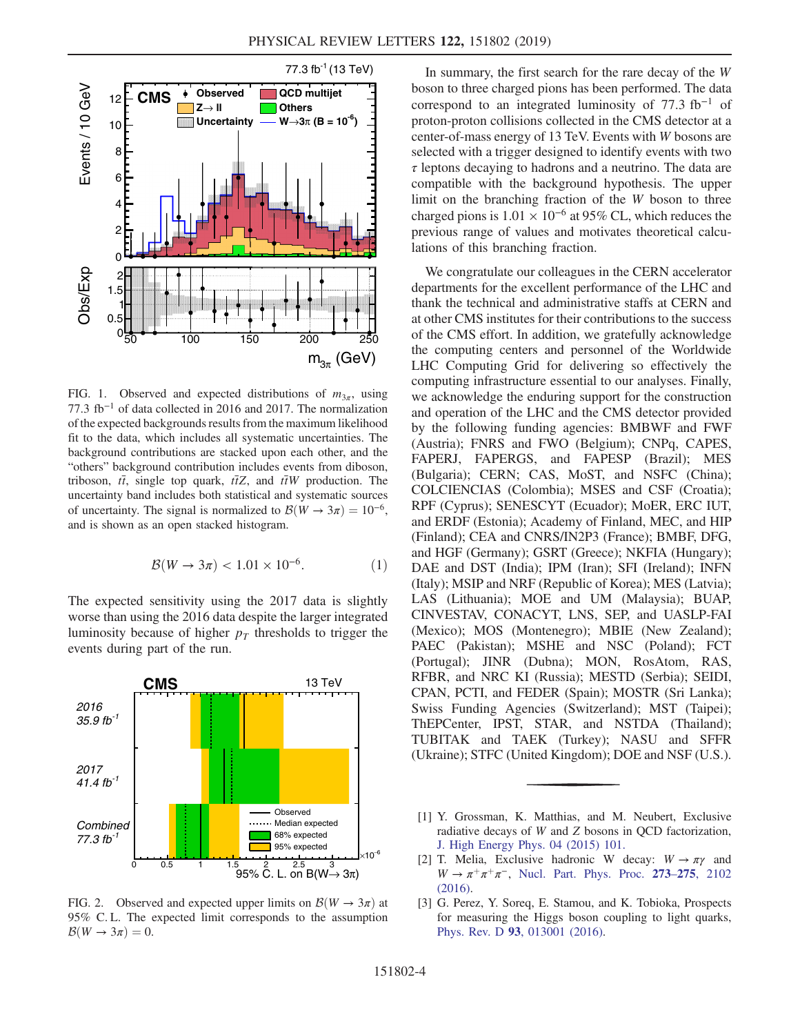FIG. 1. Observed and expected distributions of $m_{3\pi}$, using 77.3 $\mathrm{fb}^{-1}$ of data collected in 2016 and 2017. The normalization of the expected backgrounds results from the maximum likelihood fit to the data, which includes all systematic uncertainties. The background contributions are stacked upon each other, and the "others" background contribution includes events from diboson, triboson, $t\bar{t}$, single top quark, $t\bar{t}Z$, and $t\bar{t}W$ production. The uncertainty band includes both statistical and systematic sources of uncertainty. The signal is normalized to $\mathcal{B}(W \to 3\pi) = 10^{-6}$, and is shown as an open stacked histogram.

$$\mathcal{B}(W \to 3\pi) < 1.01 \times 10^{-6}. \tag{1}$$

The expected sensitivity using the 2017 data is slightly worse than using the 2016 data despite the larger integrated luminosity because of higher $p_T$ thresholds to trigger the events during part of the run.

FIG. 2. Observed and expected upper limits on $\mathcal{B}(W \to 3\pi)$ at 95% C.L. The expected limit corresponds to the assumption $\mathcal{B}(W \to 3\pi) = 0$.

In summary, the first search for the rare decay of the $W$ boson to three charged pions has been performed. The data correspond to an integrated luminosity of 77.3 $\mathrm{fb}^{-1}$ of proton-proton collisions collected in the CMS detector at a center-of-mass energy of 13 TeV. Events with $W$ bosons are selected with a trigger designed to identify events with two $\tau$ leptons decaying to hadrons and a neutrino. The data are compatible with the background hypothesis. The upper limit on the branching fraction of the $W$ boson to three charged pions is $1.01 \times 10^{-6}$ at 95% CL, which reduces the previous range of values and motivates theoretical calculations of this branching fraction.

We congratulate our colleagues in the CERN accelerator departments for the excellent performance of the LHC and thank the technical and administrative staffs at CERN and at other CMS institutes for their contributions to the success of the CMS effort. In addition, we gratefully acknowledge the computing centers and personnel of the Worldwide LHC Computing Grid for delivering so effectively the computing infrastructure essential to our analyses. Finally, we acknowledge the enduring support for the construction and operation of the LHC and the CMS detector provided by the following funding agencies: BMBWF and FWF (Austria); FNRS and FWO (Belgium); CNPq, CAPES, FAPERJ, FAPERGS, and FAPESP (Brazil); MES (Bulgaria); CERN; CAS, MoST, and NSFC (China); COLCIENCIAS (Colombia); MSES and CSF (Croatia); RPF (Cyprus); SENESCYT (Ecuador); MoER, ERC IUT, and ERDF (Estonia); Academy of Finland, MEC, and HIP (Finland); CEA and CNRS/IN2P3 (France); BMBF, DFG, and HGF (Germany); GSRT (Greece); NKFIA (Hungary); DAE and DST (India); IPM (Iran); SFI (Ireland); INFN (Italy); MSIP and NRF (Republic of Korea); MES (Latvia); LAS (Lithuania); MOE and UM (Malaysia); BUAP, CINVESTAV, CONACYT, LNS, SEP, and UASLP-FAI (Mexico); MOS (Montenegro); MBIE (New Zealand); PAEC (Pakistan); MSHE and NSC (Poland); FCT (Portugal); JINR (Dubna); MON, RosAtom, RAS, RFBR, and NRC KI (Russia); MESTD (Serbia); SEIDI, CPAN, PCTI, and FEDER (Spain); MOSTR (Sri Lanka); Swiss Funding Agencies (Switzerland); MST (Taipei); ThEPCenter, IPST, STAR, and NSTDA (Thailand); TUBITAK and TAEK (Turkey); NASU and SFFR (Ukraine); STFC (United Kingdom); DOE and NSF (U.S.).

[1] Y. Grossman, K. Matthias, and M. Neubert, Exclusive radiative decays of $W$ and $Z$ bosons in QCD factorization, J. High Energy Phys. 04 (2015) 101.

[2] T. Melia, Exclusive hadronic W decay: $W \to \pi\gamma$ and $W \to \pi^+\pi^+\pi^-$, Nucl. Part. Phys. Proc. **273–275**, 2102 (2016).

[3] G. Perez, Y. Soreq, E. Stamou, and K. Tobioka, Prospects for measuring the Higgs boson coupling to light quarks, Phys. Rev. D **93**, 013001 (2016).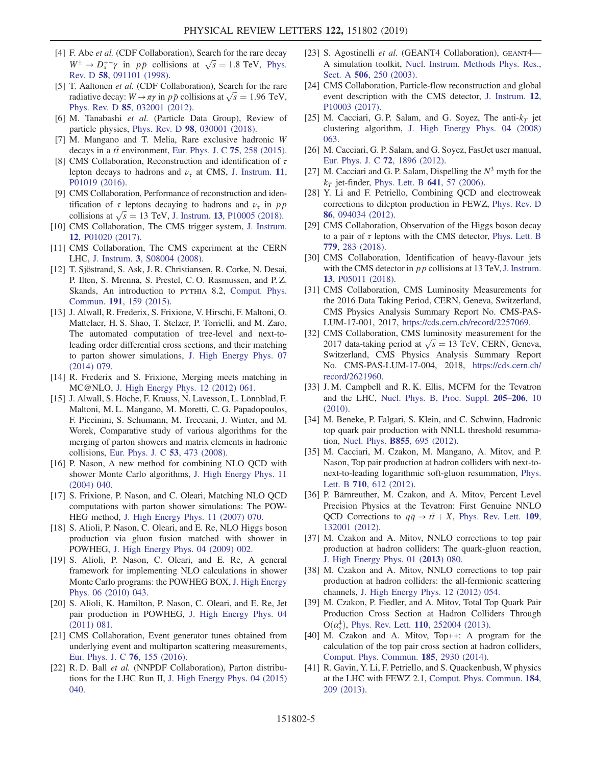[4] F. Abe *et al.* (CDF Collaboration), Search for the rare decay $W^{\pm} \to D_s^{+-}\gamma$ in $p\bar{p}$ collisions at $\sqrt{s} = 1.8$ TeV, Phys. Rev. D **58**, 091101 (1998).

[5] T. Aaltonen *et al.* (CDF Collaboration), Search for the rare radiative decay: $W \to \pi\gamma$ in $p\bar{p}$ collisions at $\sqrt{s} = 1.96$ TeV, Phys. Rev. D **85**, 032001 (2012).

[6] M. Tanabashi *et al.* (Particle Data Group), Review of particle physics, Phys. Rev. D **98**, 030001 (2018).

[7] M. Mangano and T. Melia, Rare exclusive hadronic $W$ decays in a $t\bar{t}$ environment, Eur. Phys. J. C **75**, 258 (2015).

[8] CMS Collaboration, Reconstruction and identification of $\tau$ lepton decays to hadrons and $\nu_\tau$ at CMS, J. Instrum. **11**, P01019 (2016).

[9] CMS Collaboration, Performance of reconstruction and identification of $\tau$ leptons decaying to hadrons and $\nu_\tau$ in $pp$ collisions at $\sqrt{s} = 13$ TeV, J. Instrum. **13**, P10005 (2018).

[10] CMS Collaboration, The CMS trigger system, J. Instrum. **12**, P01020 (2017).

[11] CMS Collaboration, The CMS experiment at the CERN LHC, J. Instrum. **3**, S08004 (2008).

[12] T. Sjöstrand, S. Ask, J. R. Christiansen, R. Corke, N. Desai, P. Ilten, S. Mrenna, S. Prestel, C. O. Rasmussen, and P. Z. Skands, An introduction to PYTHIA 8.2, Comput. Phys. Commun. **191**, 159 (2015).

[13] J. Alwall, R. Frederix, S. Frixione, V. Hirschi, F. Maltoni, O. Mattelaer, H. S. Shao, T. Stelzer, P. Torrielli, and M. Zaro, The automated computation of tree-level and next-to-leading order differential cross sections, and their matching to parton shower simulations, J. High Energy Phys. 07 (2014) 079.

[14] R. Frederix and S. Frixione, Merging meets matching in MC@NLO, J. High Energy Phys. 12 (2012) 061.

[15] J. Alwall, S. Höche, F. Krauss, N. Lavesson, L. Lönnblad, F. Maltoni, M. L. Mangano, M. Moretti, C. G. Papadopoulos, F. Piccinini, S. Schumann, M. Treccani, J. Winter, and M. Worek, Comparative study of various algorithms for the merging of parton showers and matrix elements in hadronic collisions, Eur. Phys. J. C **53**, 473 (2008).

[16] P. Nason, A new method for combining NLO QCD with shower Monte Carlo algorithms, J. High Energy Phys. 11 (2004) 040.

[17] S. Frixione, P. Nason, and C. Oleari, Matching NLO QCD computations with parton shower simulations: The POWHEG method, J. High Energy Phys. 11 (2007) 070.

[18] S. Alioli, P. Nason, C. Oleari, and E. Re, NLO Higgs boson production via gluon fusion matched with shower in POWHEG, J. High Energy Phys. 04 (2009) 002.

[19] S. Alioli, P. Nason, C. Oleari, and E. Re, A general framework for implementing NLO calculations in shower Monte Carlo programs: the POWHEG BOX, J. High Energy Phys. 06 (2010) 043.

[20] S. Alioli, K. Hamilton, P. Nason, C. Oleari, and E. Re, Jet pair production in POWHEG, J. High Energy Phys. 04 (2011) 081.

[21] CMS Collaboration, Event generator tunes obtained from underlying event and multiparton scattering measurements, Eur. Phys. J. C **76**, 155 (2016).

[22] R. D. Ball *et al.* (NNPDF Collaboration), Parton distributions for the LHC Run II, J. High Energy Phys. 04 (2015) 040.

[23] S. Agostinelli *et al.* (GEANT4 Collaboration), GEANT4—A simulation toolkit, Nucl. Instrum. Methods Phys. Res., Sect. A **506**, 250 (2003).

[24] CMS Collaboration, Particle-flow reconstruction and global event description with the CMS detector, J. Instrum. **12**, P10003 (2017).

[25] M. Cacciari, G. P. Salam, and G. Soyez, The anti-$k_T$ jet clustering algorithm, J. High Energy Phys. 04 (2008) 063.

[26] M. Cacciari, G. P. Salam, and G. Soyez, FastJet user manual, Eur. Phys. J. C **72**, 1896 (2012).

[27] M. Cacciari and G. P. Salam, Dispelling the $N^3$ myth for the $k_T$ jet-finder, Phys. Lett. B **641**, 57 (2006).

[28] Y. Li and F. Petriello, Combining QCD and electroweak corrections to dilepton production in FEWZ, Phys. Rev. D **86**, 094034 (2012).

[29] CMS Collaboration, Observation of the Higgs boson decay to a pair of $\tau$ leptons with the CMS detector, Phys. Lett. B **779**, 283 (2018).

[30] CMS Collaboration, Identification of heavy-flavour jets with the CMS detector in $pp$ collisions at 13 TeV, J. Instrum. **13**, P05011 (2018).

[31] CMS Collaboration, CMS Luminosity Measurements for the 2016 Data Taking Period, CERN, Geneva, Switzerland, CMS Physics Analysis Summary Report No. CMS-PAS-LUM-17-001, 2017, https://cds.cern.ch/record/2257069.

[32] CMS Collaboration, CMS luminosity measurement for the 2017 data-taking period at $\sqrt{s} = 13$ TeV, CERN, Geneva, Switzerland, CMS Physics Analysis Summary Report No. CMS-PAS-LUM-17-004, 2018, https://cds.cern.ch/record/2621960.

[33] J. M. Campbell and R. K. Ellis, MCFM for the Tevatron and the LHC, Nucl. Phys. B, Proc. Suppl. **205–206**, 10 (2010).

[34] M. Beneke, P. Falgari, S. Klein, and C. Schwinn, Hadronic top quark pair production with NNLL threshold resummation, Nucl. Phys. **B855**, 695 (2012).

[35] M. Cacciari, M. Czakon, M. Mangano, A. Mitov, and P. Nason, Top pair production at hadron colliders with next-to-next-to-leading logarithmic soft-gluon resummation, Phys. Lett. B **710**, 612 (2012).

[36] P. Bärnreuther, M. Czakon, and A. Mitov, Percent Level Precision Physics at the Tevatron: First Genuine NNLO QCD Corrections to $q\bar{q} \to t\bar{t} + X$, Phys. Rev. Lett. **109**, 132001 (2012).

[37] M. Czakon and A. Mitov, NNLO corrections to top pair production at hadron colliders: The quark-gluon reaction, J. High Energy Phys. 01 (**2013**) 080.

[38] M. Czakon and A. Mitov, NNLO corrections to top pair production at hadron colliders: the all-fermionic scattering channels, J. High Energy Phys. 12 (2012) 054.

[39] M. Czakon, P. Fiedler, and A. Mitov, Total Top Quark Pair Production Cross Section at Hadron Colliders Through $O(\alpha_s^4)$, Phys. Rev. Lett. **110**, 252004 (2013).

[40] M. Czakon and A. Mitov, Top++: A program for the calculation of the top pair cross section at hadron colliders, Comput. Phys. Commun. **185**, 2930 (2014).

[41] R. Gavin, Y. Li, F. Petriello, and S. Quackenbush, W physics at the LHC with FEWZ 2.1, Comput. Phys. Commun. **184**, 209 (2013).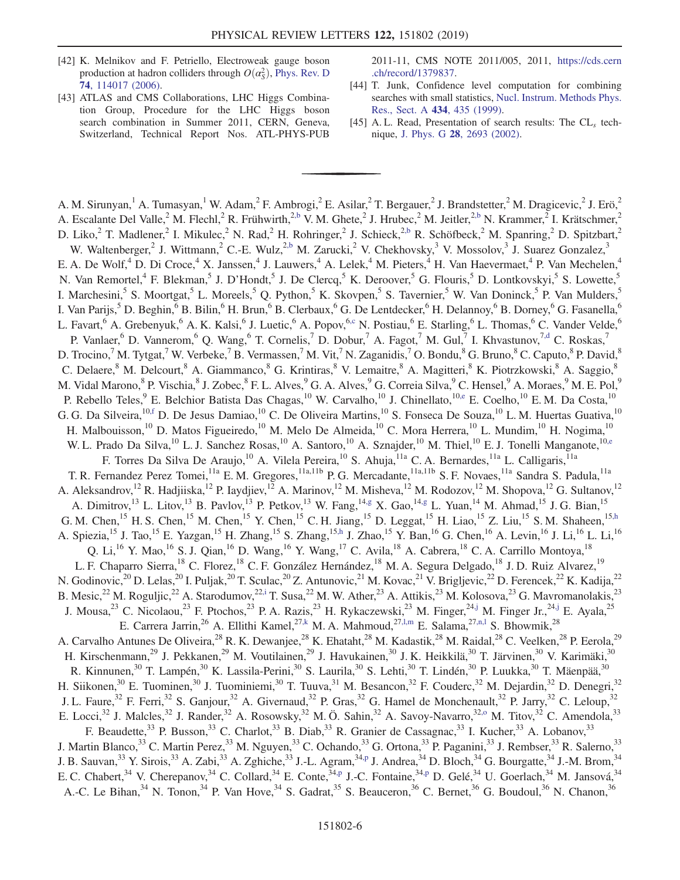[42] K. Melnikov and F. Petriello, Electroweak gauge boson production at hadron colliders through $O(\alpha_s^2)$, Phys. Rev. D **74**, 114017 (2006).

[43] ATLAS and CMS Collaborations, LHC Higgs Combination Group, Procedure for the LHC Higgs boson search combination in Summer 2011, CERN, Geneva, Switzerland, Technical Report Nos. ATL-PHYS-PUB 2011-11, CMS NOTE 2011/005, 2011, https://cds.cern.ch/record/1379837.

[44] T. Junk, Confidence level computation for combining searches with small statistics, Nucl. Instrum. Methods Phys. Res., Sect. A **434**, 435 (1999).

[45] A. L. Read, Presentation of search results: The $\mathrm{CL}_s$ technique, J. Phys. G **28**, 2693 (2002).

---

A. M. Sirunyan,[1] A. Tumasyan,[1] W. Adam,[2] F. Ambrogi,[2] E. Asilar,[2] T. Bergauer,[2] J. Brandstetter,[2] M. Dragicevic,[2] J. Erö,[2] A. Escalante Del Valle,[2] M. Flechl,[2] R. Frühwirth,[2,b] V. M. Ghete,[2] J. Hrubec,[2] M. Jeitler,[2,b] N. Krammer,[2] I. Krätschmer,[2] D. Liko,[2] T. Madlener,[2] I. Mikulec,[2] N. Rad,[2] H. Rohringer,[2] J. Schieck,[2,b] R. Schöfbeck,[2] M. Spanring,[2] D. Spitzbart,[2] W. Waltenberger,[2] J. Wittmann,[2] C.-E. Wulz,[2,b] M. Zarucki,[2] V. Chekhovsky,[3] V. Mossolov,[3] J. Suarez Gonzalez,[3] E. A. De Wolf,[4] D. Di Croce,[4] X. Janssen,[4] J. Lauwers,[4] A. Lelek,[4] M. Pieters,[4] H. Van Haevermaet,[4] P. Van Mechelen,[4] N. Van Remortel,[4] F. Blekman,[5] J. D'Hondt,[5] J. De Clercq,[5] K. Deroover,[5] G. Flouris,[5] D. Lontkovskyi,[5] S. Lowette,[5] I. Marchesini,[5] S. Moortgat,[5] L. Moreels,[5] Q. Python,[5] K. Skovpen,[5] S. Tavernier,[5] W. Van Doninck,[5] P. Van Mulders,[5] I. Van Parijs,[5] D. Beghin,[6] B. Bilin,[6] H. Brun,[6] B. Clerbaux,[6] G. De Lentdecker,[6] H. Delannoy,[6] B. Dorney,[6] G. Fasanella,[6] L. Favart,[6] A. Grebenyuk,[6] A. K. Kalsi,[6] J. Luetic,[6] A. Popov,[6,c] N. Postiau,[6] E. Starling,[6] L. Thomas,[6] C. Vander Velde,[6] P. Vanlaer,[6] D. Vannerom,[6] Q. Wang,[6] T. Cornelis,[7] D. Dobur,[7] A. Fagot,[7] M. Gul,[7] I. Khvastunov,[7,d] C. Roskas,[7] D. Trocino,[7] M. Tytgat,[7] W. Verbeke,[7] B. Vermassen,[7] M. Vit,[7] N. Zaganidis,[7] O. Bondu,[8] G. Bruno,[8] C. Caputo,[8] P. David,[8] C. Delaere,[8] M. Delcourt,[8] A. Giammanco,[8] G. Krintiras,[8] V. Lemaitre,[8] A. Magitteri,[8] K. Piotrzkowski,[8] A. Saggio,[8] M. Vidal Marono,[8] P. Vischia,[8] J. Zobec,[8] F. L. Alves,[9] G. A. Alves,[9] G. Correia Silva,[9] C. Hensel,[9] A. Moraes,[9] M. E. Pol,[9] P. Rebello Teles,[9] E. Belchior Batista Das Chagas,[10] W. Carvalho,[10] J. Chinellato,[10,e] E. Coelho,[10] E. M. Da Costa,[10] G. G. Da Silveira,[10,f] D. De Jesus Damiao,[10] C. De Oliveira Martins,[10] S. Fonseca De Souza,[10] L. M. Huertas Guativa,[10] H. Malbouisson,[10] D. Matos Figueiredo,[10] M. Melo De Almeida,[10] C. Mora Herrera,[10] L. Mundim,[10] H. Nogima,[10] W. L. Prado Da Silva,[10] L. J. Sanchez Rosas,[10] A. Santoro,[10] A. Sznajder,[10] M. Thiel,[10] E. J. Tonelli Manganote,[10,e] F. Torres Da Silva De Araujo,[10] A. Vilela Pereira,[10] S. Ahuja,[11a] C. A. Bernardes,[11a] L. Calligaris,[11a] T. R. Fernandez Perez Tomei,[11a] E. M. Gregores,[11a,11b] P. G. Mercadante,[11a,11b] S. F. Novaes,[11a] Sandra S. Padula,[11a] A. Aleksandrov,[12] R. Hadjiiska,[12] P. Iaydjiev,[12] A. Marinov,[12] M. Misheva,[12] M. Rodozov,[12] M. Shopova,[12] G. Sultanov,[12] A. Dimitrov,[13] L. Litov,[13] B. Pavlov,[13] P. Petkov,[13] W. Fang,[14,g] X. Gao,[14,g] L. Yuan,[14] M. Ahmad,[15] J. G. Bian,[15] G. M. Chen,[15] H. S. Chen,[15] M. Chen,[15] Y. Chen,[15] C. H. Jiang,[15] D. Leggat,[15] H. Liao,[15] Z. Liu,[15] S. M. Shaheen,[15,h] A. Spiezia,[15] J. Tao,[15] E. Yazgan,[15] H. Zhang,[15] S. Zhang,[15,h] J. Zhao,[15] Y. Ban,[16] G. Chen,[16] A. Levin,[16] J. Li,[16] L. Li,[16] Q. Li,[16] Y. Mao,[16] S. J. Qian,[16] D. Wang,[16] Y. Wang,[17] C. Avila,[18] A. Cabrera,[18] C. A. Carrillo Montoya,[18] L. F. Chaparro Sierra,[18] C. Florez,[18] C. F. González Hernández,[18] M. A. Segura Delgado,[18] J. D. Ruiz Alvarez,[19] N. Godinovic,[20] D. Lelas,[20] I. Puljak,[20] T. Sculac,[20] Z. Antunovic,[21] M. Kovac,[21] V. Brigljevic,[22] D. Ferencek,[22] K. Kadija,[22] B. Mesic,[22] M. Roguljic,[22] A. Starodumov,[22,i] T. Susa,[22] M. W. Ather,[23] A. Attikis,[23] M. Kolosova,[23] G. Mavromanolakis,[23] J. Mousa,[23] C. Nicolaou,[23] F. Ptochos,[23] P. A. Razis,[23] H. Rykaczewski,[23] M. Finger,[24,j] M. Finger Jr.,[24,j] E. Ayala,[25] E. Carrera Jarrin,[26] A. Ellithi Kamel,[27,k] M. A. Mahmoud,[27,l,m] E. Salama,[27,n,l] S. Bhowmik,[28] A. Carvalho Antunes De Oliveira,[28] R. K. Dewanjee,[28] K. Ehataht,[28] M. Kadastik,[28] M. Raidal,[28] C. Veelken,[28] P. Eerola,[29] H. Kirschenmann,[29] J. Pekkanen,[29] M. Voutilainen,[29] J. Havukainen,[30] J. K. Heikkilä,[30] T. Järvinen,[30] V. Karimäki,[30] R. Kinnunen,[30] T. Lampén,[30] K. Lassila-Perini,[30] S. Laurila,[30] S. Lehti,[30] T. Lindén,[30] P. Luukka,[30] T. Mäenpää,[30] H. Siikonen,[30] E. Tuominen,[30] J. Tuominiemi,[30] T. Tuuva,[31] M. Besancon,[32] F. Couderc,[32] M. Dejardin,[32] D. Denegri,[32] J. L. Faure,[32] F. Ferri,[32] S. Ganjour,[32] A. Givernaud,[32] P. Gras,[32] G. Hamel de Monchenault,[32] P. Jarry,[32] C. Leloup,[32] E. Locci,[32] J. Malcles,[32] J. Rander,[32] A. Rosowsky,[32] M. Ö. Sahin,[32] A. Savoy-Navarro,[32,o] M. Titov,[32] C. Amendola,[33] F. Beaudette,[33] P. Busson,[33] C. Charlot,[33] B. Diab,[33] R. Granier de Cassagnac,[33] I. Kucher,[33] A. Lobanov,[33] J. Martin Blanco,[33] C. Martin Perez,[33] M. Nguyen,[33] C. Ochando,[33] G. Ortona,[33] P. Paganini,[33] J. Rembser,[33] R. Salerno,[33] J. B. Sauvan,[33] Y. Sirois,[33] A. Zabi,[33] A. Zghiche,[33] J.-L. Agram,[34,p] J. Andrea,[34] D. Bloch,[34] G. Bourgatte,[34] J.-M. Brom,[34] E. C. Chabert,[34] V. Cherepanov,[34] C. Collard,[34] E. Conte,[34,p] J.-C. Fontaine,[34,p] D. Gelé,[34] U. Goerlach,[34] M. Jansová,[34] A.-C. Le Bihan,[34] N. Tonon,[34] P. Van Hove,[34] S. Gadrat,[35] S. Beauceron,[36] C. Bernet,[36] G. Boudoul,[36] N. Chanon,[36]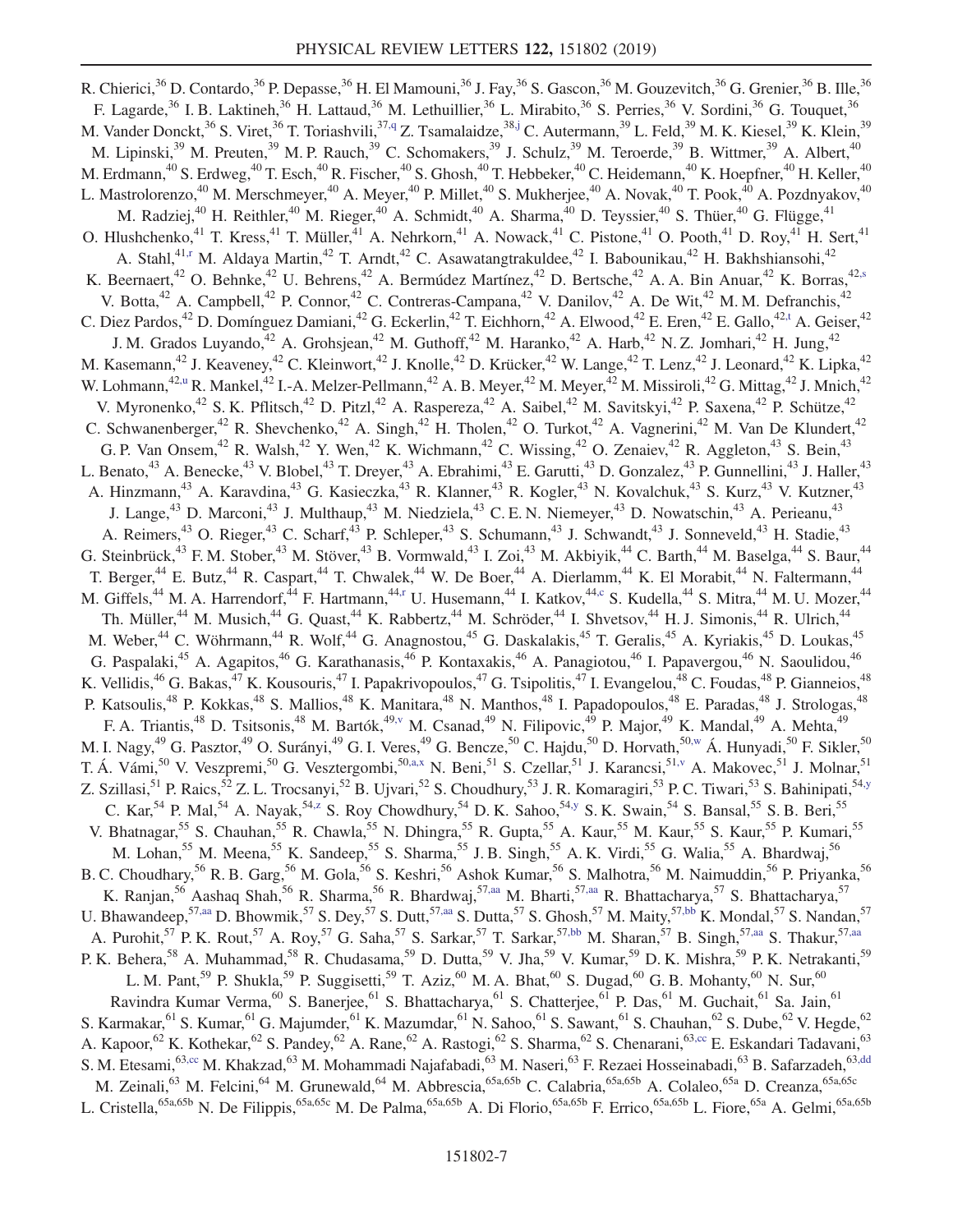R. Chierici,[36] D. Contardo,[36] P. Depasse,[36] H. El Mamouni,[36] J. Fay,[36] S. Gascon,[36] M. Gouzevitch,[36] G. Grenier,[36] B. Ille,[36] F. Lagarde,[36] I. B. Laktineh,[36] H. Lattaud,[36] M. Lethuillier,[36] L. Mirabito,[36] S. Perries,[36] V. Sordini,[36] G. Touquet,[36] M. Vander Donckt,[36] S. Viret,[36] T. Toriashvili,[37,q] Z. Tsamalaidze,[38,j] C. Autermann,[39] L. Feld,[39] M. K. Kiesel,[39] K. Klein,[39] M. Lipinski,[39] M. Preuten,[39] M. P. Rauch,[39] C. Schomakers,[39] J. Schulz,[39] M. Teroerde,[39] B. Wittmer,[39] A. Albert,[40] M. Erdmann,[40] S. Erdweg,[40] T. Esch,[40] R. Fischer,[40] S. Ghosh,[40] T. Hebbeker,[40] C. Heidemann,[40] K. Hoepfner,[40] H. Keller,[40] L. Mastrolorenzo,[40] M. Merschmeyer,[40] A. Meyer,[40] P. Millet,[40] S. Mukherjee,[40] A. Novak,[40] T. Pook,[40] A. Pozdnyakov,[40] M. Radziej,[40] H. Reithler,[40] M. Rieger,[40] A. Schmidt,[40] A. Sharma,[40] D. Teyssier,[40] S. Thüer,[40] G. Flügge,[41] O. Hlushchenko,[41] T. Kress,[41] T. Müller,[41] A. Nehrkorn,[41] A. Nowack,[41] C. Pistone,[41] O. Pooth,[41] D. Roy,[41] H. Sert,[41] A. Stahl,[41,r] M. Aldaya Martin,[42] T. Arndt,[42] C. Asawatangtrakuldee,[42] I. Babounikau,[42] H. Bakhshiansohi,[42] K. Beernaert,[42] O. Behnke,[42] U. Behrens,[42] A. Bermúdez Martínez,[42] D. Bertsche,[42] A. A. Bin Anuar,[42] K. Borras,[42,s] V. Botta,[42] A. Campbell,[42] P. Connor,[42] C. Contreras-Campana,[42] V. Danilov,[42] A. De Wit,[42] M. M. Defranchis,[42] C. Diez Pardos,[42] D. Domínguez Damiani,[42] G. Eckerlin,[42] T. Eichhorn,[42] A. Elwood,[42] E. Eren,[42] E. Gallo,[42,t] A. Geiser,[42] J. M. Grados Luyando,[42] A. Grohsjean,[42] M. Guthoff,[42] M. Haranko,[42] A. Harb,[42] N. Z. Jomhari,[42] H. Jung,[42] M. Kasemann,[42] J. Keaveney,[42] C. Kleinwort,[42] J. Knolle,[42] D. Krücker,[42] W. Lange,[42] T. Lenz,[42] J. Leonard,[42] K. Lipka,[42] W. Lohmann,[42,u] R. Mankel,[42] I.-A. Melzer-Pellmann,[42] A. B. Meyer,[42] M. Meyer,[42] M. Missiroli,[42] G. Mittag,[42] J. Mnich,[42] V. Myronenko,[42] S. K. Pflitsch,[42] D. Pitzl,[42] A. Raspereza,[42] A. Saibel,[42] M. Savitskyi,[42] P. Saxena,[42] P. Schütze,[42] C. Schwanenberger,[42] R. Shevchenko,[42] A. Singh,[42] H. Tholen,[42] O. Turkot,[42] A. Vagnerini,[42] M. Van De Klundert,[42] G. P. Van Onsem,[42] R. Walsh,[42] Y. Wen,[42] K. Wichmann,[42] C. Wissing,[42] O. Zenaiev,[42] R. Aggleton,[43] S. Bein,[43] L. Benato,[43] A. Benecke,[43] V. Blobel,[43] T. Dreyer,[43] A. Ebrahimi,[43] E. Garutti,[43] D. Gonzalez,[43] P. Gunnellini,[43] J. Haller,[43] A. Hinzmann,[43] A. Karavdina,[43] G. Kasieczka,[43] R. Klanner,[43] R. Kogler,[43] N. Kovalchuk,[43] S. Kurz,[43] V. Kutzner,[43] J. Lange,[43] D. Marconi,[43] J. Multhaup,[43] M. Niedziela,[43] C. E. N. Niemeyer,[43] D. Nowatschin,[43] A. Perieanu,[43] A. Reimers,[43] O. Rieger,[43] C. Scharf,[43] P. Schleper,[43] S. Schumann,[43] J. Schwandt,[43] J. Sonneveld,[43] H. Stadie,[43] G. Steinbrück,[43] F. M. Stober,[43] M. Stöver,[43] B. Vormwald,[43] I. Zoi,[43] M. Akbiyik,[44] C. Barth,[44] M. Baselga,[44] S. Baur,[44] T. Berger,[44] E. Butz,[44] R. Caspart,[44] T. Chwalek,[44] W. De Boer,[44] A. Dierlamm,[44] K. El Morabit,[44] N. Faltermann,[44] M. Giffels,[44] M. A. Harrendorf,[44] F. Hartmann,[44,r] U. Husemann,[44] I. Katkov,[44,c] S. Kudella,[44] S. Mitra,[44] M. U. Mozer,[44] Th. Müller,[44] M. Musich,[44] G. Quast,[44] K. Rabbertz,[44] M. Schröder,[44] I. Shvetsov,[44] H. J. Simonis,[44] R. Ulrich,[44] M. Weber,[44] C. Wöhrmann,[44] R. Wolf,[44] G. Anagnostou,[45] G. Daskalakis,[45] T. Geralis,[45] A. Kyriakis,[45] D. Loukas,[45] G. Paspalaki,[45] A. Agapitos,[46] G. Karathanasis,[46] P. Kontaxakis,[46] A. Panagiotou,[46] I. Papavergou,[46] N. Saoulidou,[46] K. Vellidis,[46] G. Bakas,[47] K. Kousouris,[47] I. Papakrivopoulos,[47] G. Tsipolitis,[47] I. Evangelou,[48] C. Foudas,[48] P. Gianneios,[48] P. Katsoulis,[48] P. Kokkas,[48] S. Mallios,[48] K. Manitara,[48] N. Manthos,[48] I. Papadopoulos,[48] E. Paradas,[48] J. Strologas,[48] F. A. Triantis,[48] D. Tsitsonis,[48] M. Bartók,[49,v] M. Csanad,[49] N. Filipovic,[49] P. Major,[49] K. Mandal,[49] A. Mehta,[49] M. I. Nagy,[49] G. Pasztor,[49] O. Surányi,[49] G. I. Veres,[49] G. Bencze,[50] C. Hajdu,[50] D. Horvath,[50,w] Á. Hunyadi,[50] F. Sikler,[50] T. Á. Vámi,[50] V. Veszpremi,[50] G. Vesztergombi,[50,a,x] N. Beni,[51] S. Czellar,[51] J. Karancsi,[51,v] A. Makovec,[51] J. Molnar,[51] Z. Szillasi,[51] P. Raics,[52] Z. L. Trocsanyi,[52] B. Ujvari,[52] S. Choudhury,[53] J. R. Komaragiri,[53] P. C. Tiwari,[53] S. Bahinipati,[54,y] C. Kar,[54] P. Mal,[54] A. Nayak,[54,z] S. Roy Chowdhury,[54] D. K. Sahoo,[54,y] S. K. Swain,[54] S. Bansal,[55] S. B. Beri,[55] V. Bhatnagar,[55] S. Chauhan,[55] R. Chawla,[55] N. Dhingra,[55] R. Gupta,[55] A. Kaur,[55] M. Kaur,[55] S. Kaur,[55] P. Kumari,[55] M. Lohan,[55] M. Meena,[55] K. Sandeep,[55] S. Sharma,[55] J. B. Singh,[55] A. K. Virdi,[55] G. Walia,[55] A. Bhardwaj,[56] B. C. Choudhary,[56] R. B. Garg,[56] M. Gola,[56] S. Keshri,[56] Ashok Kumar,[56] S. Malhotra,[56] M. Naimuddin,[56] P. Priyanka,[56] K. Ranjan,[56] Aashaq Shah,[56] R. Sharma,[56] R. Bhardwaj,[57,aa] M. Bharti,[57,aa] R. Bhattacharya,[57] S. Bhattacharya,[57] U. Bhawandeep,[57,aa] D. Bhowmik,[57] S. Dey,[57] S. Dutt,[57,aa] S. Dutta,[57] S. Ghosh,[57] M. Maity,[57,bb] K. Mondal,[57] S. Nandan,[57] A. Purohit,[57] P. K. Rout,[57] A. Roy,[57] G. Saha,[57] S. Sarkar,[57] T. Sarkar,[57,bb] M. Sharan,[57] B. Singh,[57,aa] S. Thakur,[57,aa] P. K. Behera,[58] A. Muhammad,[58] R. Chudasama,[59] D. Dutta,[59] V. Jha,[59] V. Kumar,[59] D. K. Mishra,[59] P. K. Netrakanti,[59] L. M. Pant,[59] P. Shukla,[59] P. Suggisetti,[59] T. Aziz,[60] M. A. Bhat,[60] S. Dugad,[60] G. B. Mohanty,[60] N. Sur,[60] Ravindra Kumar Verma,[60] S. Banerjee,[61] S. Bhattacharya,[61] S. Chatterjee,[61] P. Das,[61] M. Guchait,[61] Sa. Jain,[61] S. Karmakar,[61] S. Kumar,[61] G. Majumder,[61] K. Mazumdar,[61] N. Sahoo,[61] S. Sawant,[61] S. Chauhan,[62] S. Dube,[62] V. Hegde,[62] A. Kapoor,[62] K. Kothekar,[62] S. Pandey,[62] A. Rane,[62] A. Rastogi,[62] S. Sharma,[62] S. Chenarani,[63,cc] E. Eskandari Tadavani,[63] S. M. Etesami,[63,cc] M. Khakzad,[63] M. Mohammadi Najafabadi,[63] M. Naseri,[63] F. Rezaei Hosseinabadi,[63] B. Safarzadeh,[63,dd] M. Zeinali,[63] M. Felcini,[64] M. Grunewald,[64] M. Abbrescia,[65a,65b] C. Calabria,[65a,65b] A. Colaleo,[65a] D. Creanza,[65a,65c] L. Cristella,[65a,65b] N. De Filippis,[65a,65c] M. De Palma,[65a,65b] A. Di Florio,[65a,65b] F. Errico,[65a,65b] L. Fiore,[65a] A. Gelmi,[65a,65b]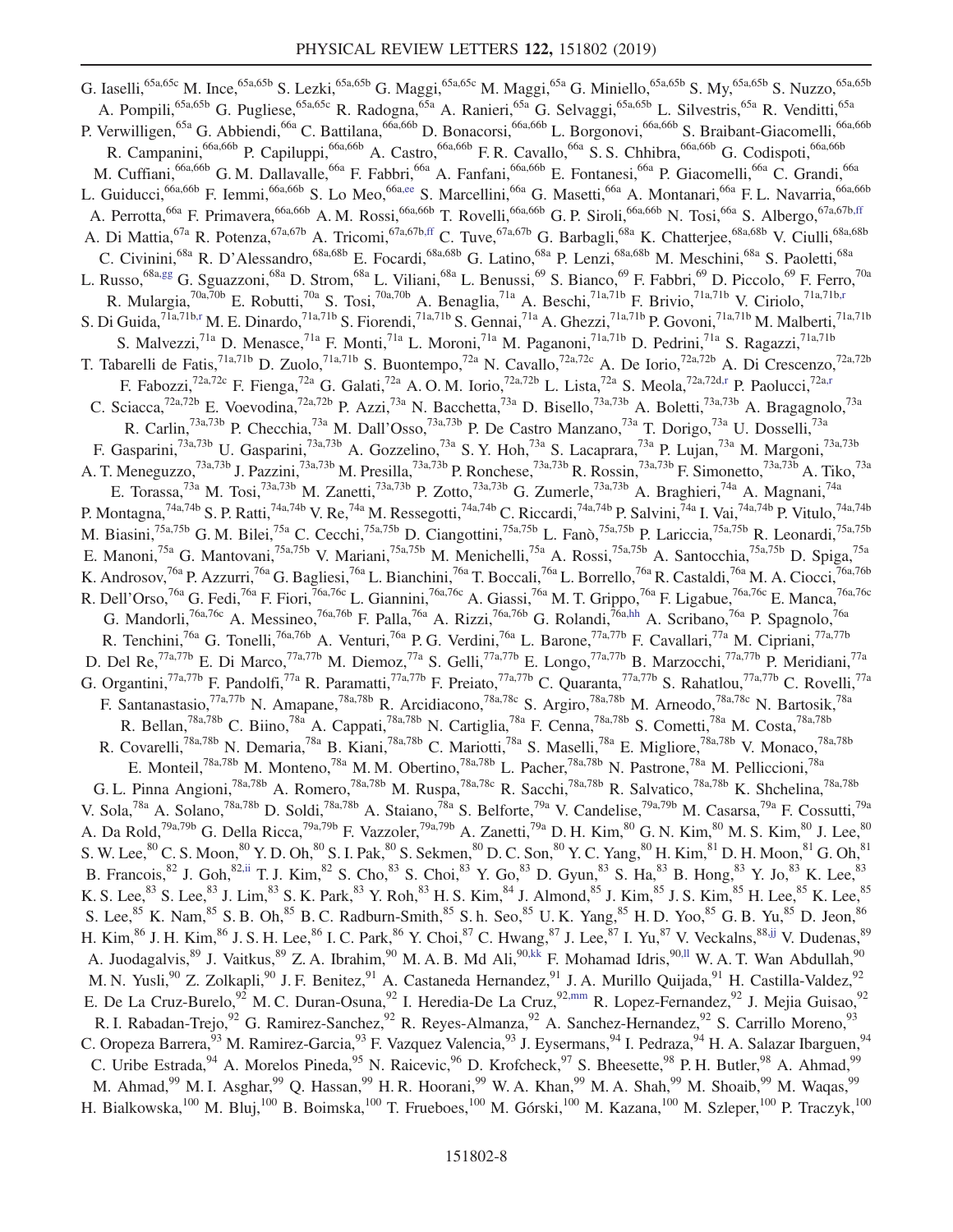G. Iaselli,[65a,65c] M. Ince,[65a,65b] S. Lezki,[65a,65b] G. Maggi,[65a,65c] M. Maggi,[65a] G. Miniello,[65a,65b] S. My,[65a,65b] S. Nuzzo,[65a,65b] A. Pompili,[65a,65b] G. Pugliese,[65a,65c] R. Radogna,[65a] A. Ranieri,[65a] G. Selvaggi,[65a,65b] L. Silvestris,[65a] R. Venditti,[65a] P. Verwilligen,[65a] G. Abbiendi,[66a] C. Battilana,[66a,66b] D. Bonacorsi,[66a,66b] L. Borgonovi,[66a,66b] S. Braibant-Giacomelli,[66a,66b] R. Campanini,[66a,66b] P. Capiluppi,[66a,66b] A. Castro,[66a,66b] F. R. Cavallo,[66a] S. S. Chhibra,[66a,66b] G. Codispoti,[66a,66b] M. Cuffiani,[66a,66b] G. M. Dallavalle,[66a] F. Fabbri,[66a] A. Fanfani,[66a,66b] E. Fontanesi,[66a] P. Giacomelli,[66a] C. Grandi,[66a] L. Guiducci,[66a,66b] F. Iemmi,[66a,66b] S. Lo Meo,[66a,ee] S. Marcellini,[66a] G. Masetti,[66a] A. Montanari,[66a] F. L. Navarria,[66a,66b] A. Perrotta,[66a] F. Primavera,[66a,66b] A. M. Rossi,[66a,66b] T. Rovelli,[66a,66b] G. P. Siroli,[66a,66b] N. Tosi,[66a] S. Albergo,[67a,67b,ff] A. Di Mattia,[67a] R. Potenza,[67a,67b] A. Tricomi,[67a,67b,ff] C. Tuve,[67a,67b] G. Barbagli,[68a] K. Chatterjee,[68a,68b] V. Ciulli,[68a,68b] C. Civinini,[68a] R. D'Alessandro,[68a,68b] E. Focardi,[68a,68b] G. Latino,[68a] P. Lenzi,[68a,68b] M. Meschini,[68a] S. Paoletti,[68a] L. Russo,[68a,gg] G. Sguazzoni,[68a] D. Strom,[68a] L. Viliani,[68a] L. Benussi,[69] S. Bianco,[69] F. Fabbri,[69] D. Piccolo,[69] F. Ferro,[70a] R. Mulargia,[70a,70b] E. Robutti,[70a] S. Tosi,[70a,70b] A. Benaglia,[71a] A. Beschi,[71a,71b] F. Brivio,[71a,71b] V. Ciriolo,[71a,71b,r] S. Di Guida,[71a,71b,r] M. E. Dinardo,[71a,71b] S. Fiorendi,[71a,71b] S. Gennai,[71a] A. Ghezzi,[71a,71b] P. Govoni,[71a,71b] M. Malberti,[71a,71b] S. Malvezzi,[71a] D. Menasce,[71a] F. Monti,[71a] L. Moroni,[71a] M. Paganoni,[71a,71b] D. Pedrini,[71a] S. Ragazzi,[71a,71b] T. Tabarelli de Fatis,[71a,71b] D. Zuolo,[71a,71b] S. Buontempo,[72a] N. Cavallo,[72a,72c] A. De Iorio,[72a,72b] A. Di Crescenzo,[72a,72b] F. Fabozzi,[72a,72c] F. Fienga,[72a] G. Galati,[72a] A. O. M. Iorio,[72a,72b] L. Lista,[72a] S. Meola,[72a,72d,r] P. Paolucci,[72a,r] C. Sciacca,[72a,72b] E. Voevodina,[72a,72b] P. Azzi,[73a] N. Bacchetta,[73a] D. Bisello,[73a,73b] A. Boletti,[73a,73b] A. Bragagnolo,[73a] R. Carlin,[73a,73b] P. Checchia,[73a] M. Dall'Osso,[73a,73b] P. De Castro Manzano,[73a] T. Dorigo,[73a] U. Dosselli,[73a] F. Gasparini,[73a,73b] U. Gasparini,[73a,73b] A. Gozzelino,[73a] S. Y. Hoh,[73a] S. Lacaprara,[73a] P. Lujan,[73a] M. Margoni,[73a,73b] A. T. Meneguzzo,[73a,73b] J. Pazzini,[73a,73b] M. Presilla,[73a,73b] P. Ronchese,[73a,73b] R. Rossin,[73a,73b] F. Simonetto,[73a,73b] A. Tiko,[73a] E. Torassa,[73a] M. Tosi,[73a,73b] M. Zanetti,[73a,73b] P. Zotto,[73a,73b] G. Zumerle,[73a,73b] A. Braghieri,[74a] A. Magnani,[74a] P. Montagna,[74a,74b] S. P. Ratti,[74a,74b] V. Re,[74a] M. Ressegotti,[74a,74b] C. Riccardi,[74a,74b] P. Salvini,[74a] I. Vai,[74a,74b] P. Vitulo,[74a,74b] M. Biasini,[75a,75b] G. M. Bilei,[75a] C. Cecchi,[75a,75b] D. Ciangottini,[75a,75b] L. Fanò,[75a,75b] P. Lariccia,[75a,75b] R. Leonardi,[75a,75b] E. Manoni,[75a] G. Mantovani,[75a,75b] V. Mariani,[75a,75b] M. Menichelli,[75a] A. Rossi,[75a,75b] A. Santocchia,[75a,75b] D. Spiga,[75a] K. Androsov,[76a] P. Azzurri,[76a] G. Bagliesi,[76a] L. Bianchini,[76a] T. Boccali,[76a] L. Borrello,[76a] R. Castaldi,[76a] M. A. Ciocci,[76a,76b] R. Dell'Orso,[76a] G. Fedi,[76a] F. Fiori,[76a,76c] L. Giannini,[76a,76c] A. Giassi,[76a] M. T. Grippo,[76a] F. Ligabue,[76a,76c] E. Manca,[76a,76c] G. Mandorli,[76a,76c] A. Messineo,[76a,76b] F. Palla,[76a] A. Rizzi,[76a,76b] G. Rolandi,[76a,hh] A. Scribano,[76a] P. Spagnolo,[76a] R. Tenchini,[76a] G. Tonelli,[76a,76b] A. Venturi,[76a] P. G. Verdini,[76a] L. Barone,[77a,77b] F. Cavallari,[77a] M. Cipriani,[77a,77b] D. Del Re,[77a,77b] E. Di Marco,[77a,77b] M. Diemoz,[77a] S. Gelli,[77a,77b] E. Longo,[77a,77b] B. Marzocchi,[77a,77b] P. Meridiani,[77a] G. Organtini,[77a,77b] F. Pandolfi,[77a] R. Paramatti,[77a,77b] F. Preiato,[77a,77b] C. Quaranta,[77a,77b] S. Rahatlou,[77a,77b] C. Rovelli,[77a] F. Santanastasio,[77a,77b] N. Amapane,[78a,78b] R. Arcidiacono,[78a,78c] S. Argiro,[78a,78b] M. Arneodo,[78a,78c] N. Bartosik,[78a] R. Bellan,[78a,78b] C. Biino,[78a] A. Cappati,[78a,78b] N. Cartiglia,[78a] F. Cenna,[78a,78b] S. Cometti,[78a] M. Costa,[78a,78b] R. Covarelli,[78a,78b] N. Demaria,[78a] B. Kiani,[78a,78b] C. Mariotti,[78a] S. Maselli,[78a] E. Migliore,[78a,78b] V. Monaco,[78a,78b] E. Monteil,[78a,78b] M. Monteno,[78a] M. M. Obertino,[78a,78b] L. Pacher,[78a,78b] N. Pastrone,[78a] M. Pelliccioni,[78a] G. L. Pinna Angioni,[78a,78b] A. Romero,[78a,78b] M. Ruspa,[78a,78c] R. Sacchi,[78a,78b] R. Salvatico,[78a,78b] K. Shchelina,[78a,78b] V. Sola,[78a] A. Solano,[78a,78b] D. Soldi,[78a,78b] A. Staiano,[78a] S. Belforte,[79a] V. Candelise,[79a,79b] M. Casarsa,[79a] F. Cossutti,[79a] A. Da Rold,[79a,79b] G. Della Ricca,[79a,79b] F. Vazzoler,[79a,79b] A. Zanetti,[79a] D. H. Kim,[80] G. N. Kim,[80] M. S. Kim,[80] J. Lee,[80] S. W. Lee,[80] C. S. Moon,[80] Y. D. Oh,[80] S. I. Pak,[80] S. Sekmen,[80] D. C. Son,[80] Y. C. Yang,[80] H. Kim,[81] D. H. Moon,[81] G. Oh,[81] B. Francois,[82] J. Goh,[82,ii] T. J. Kim,[82] S. Cho,[83] S. Choi,[83] Y. Go,[83] D. Gyun,[83] S. Ha,[83] B. Hong,[83] Y. Jo,[83] K. Lee,[83] K. S. Lee,[83] S. Lee,[83] J. Lim,[83] S. K. Park,[83] Y. Roh,[83] H. S. Kim,[84] J. Almond,[85] J. Kim,[85] J. S. Kim,[85] H. Lee,[85] K. Lee,[85] S. Lee,[85] K. Nam,[85] S. B. Oh,[85] B. C. Radburn-Smith,[85] S. h. Seo,[85] U. K. Yang,[85] H. D. Yoo,[85] G. B. Yu,[85] D. Jeon,[86] H. Kim,[86] J. H. Kim,[86] J. S. H. Lee,[86] I. C. Park,[86] Y. Choi,[87] C. Hwang,[87] J. Lee,[87] I. Yu,[87] V. Veckalns,[88,jj] V. Dudenas,[89] A. Juodagalvis,[89] J. Vaitkus,[89] Z. A. Ibrahim,[90] M. A. B. Md Ali,[90,kk] F. Mohamad Idris,[90,ll] W. A. T. Wan Abdullah,[90] M. N. Yusli,[90] Z. Zolkapli,[90] J. F. Benitez,[91] A. Castaneda Hernandez,[91] J. A. Murillo Quijada,[91] H. Castilla-Valdez,[92] E. De La Cruz-Burelo,[92] M. C. Duran-Osuna,[92] I. Heredia-De La Cruz,[92,mm] R. Lopez-Fernandez,[92] J. Mejia Guisao,[92] R. I. Rabadan-Trejo,[92] G. Ramirez-Sanchez,[92] R. Reyes-Almanza,[92] A. Sanchez-Hernandez,[92] S. Carrillo Moreno,[93] C. Oropeza Barrera,[93] M. Ramirez-Garcia,[93] F. Vazquez Valencia,[93] J. Eysermans,[94] I. Pedraza,[94] H. A. Salazar Ibarguen,[94] C. Uribe Estrada,[94] A. Morelos Pineda,[95] N. Raicevic,[96] D. Krofcheck,[97] S. Bheesette,[98] P. H. Butler,[98] A. Ahmad,[99] M. Ahmad,[99] M. I. Asghar,[99] Q. Hassan,[99] H. R. Hoorani,[99] W. A. Khan,[99] M. A. Shah,[99] M. Shoaib,[99] M. Waqas,[99] H. Bialkowska,[100] M. Bluj,[100] B. Boimska,[100] T. Frueboes,[100] M. Górski,[100] M. Kazana,[100] M. Szleper,[100] P. Traczyk,[100]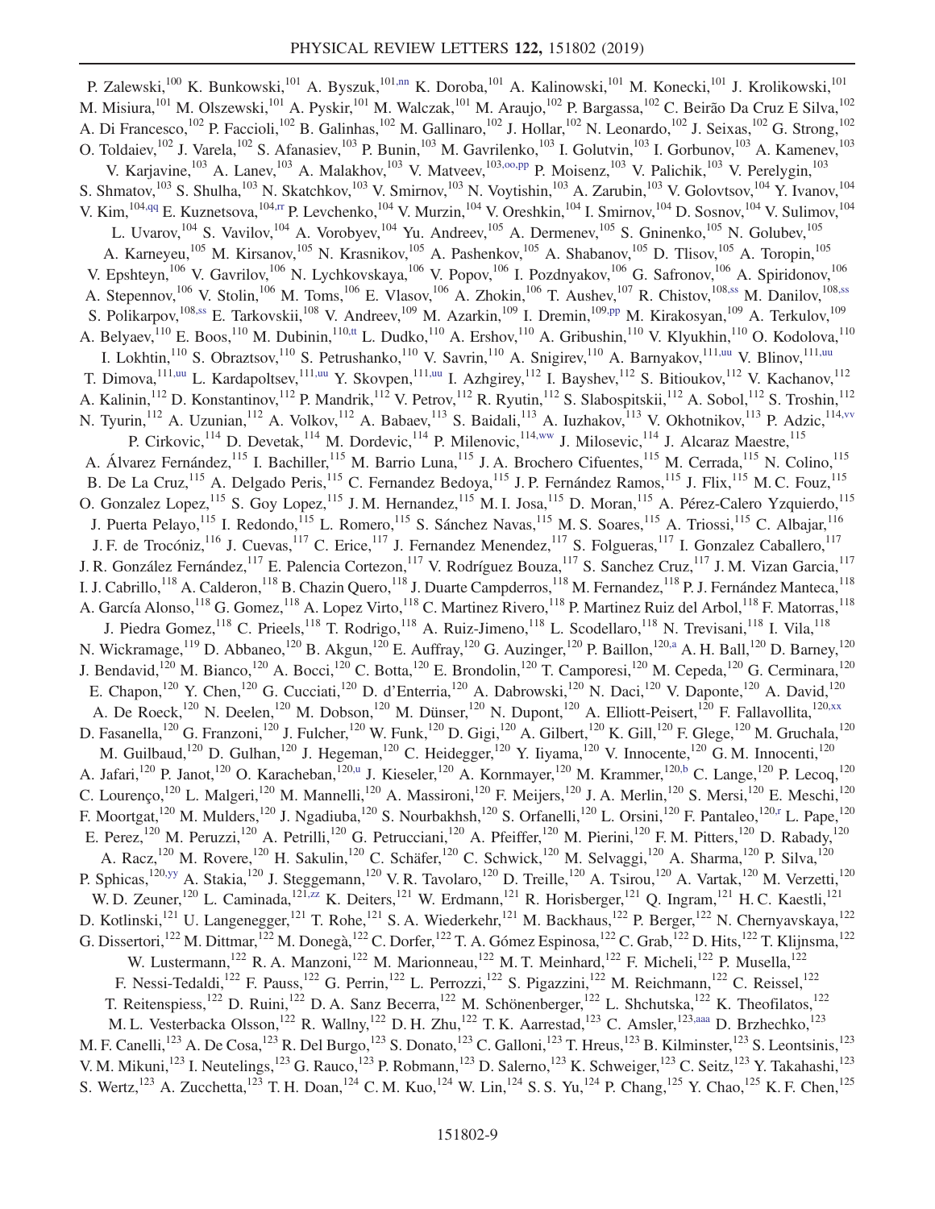P. Zalewski,[100] K. Bunkowski,[101] A. Byszuk,[101,nn] K. Doroba,[101] A. Kalinowski,[101] M. Konecki,[101] J. Krolikowski,[101] M. Misiura,[101] M. Olszewski,[101] A. Pyskir,[101] M. Walczak,[101] M. Araujo,[102] P. Bargassa,[102] C. Beirão Da Cruz E Silva,[102] A. Di Francesco,[102] P. Faccioli,[102] B. Galinhas,[102] M. Gallinaro,[102] J. Hollar,[102] N. Leonardo,[102] J. Seixas,[102] G. Strong,[102] O. Toldaiev,[102] J. Varela,[102] S. Afanasiev,[103] P. Bunin,[103] M. Gavrilenko,[103] I. Golutvin,[103] I. Gorbunov,[103] A. Kamenev,[103] V. Karjavine,[103] A. Lanev,[103] A. Malakhov,[103] V. Matveev,[103,oo,pp] P. Moisenz,[103] V. Palichik,[103] V. Perelygin,[103] S. Shmatov,[103] S. Shulha,[103] N. Skatchkov,[103] V. Smirnov,[103] N. Voytishin,[103] A. Zarubin,[103] V. Golovtsov,[104] Y. Ivanov,[104] V. Kim,[104,qq] E. Kuznetsova,[104,rr] P. Levchenko,[104] V. Murzin,[104] V. Oreshkin,[104] I. Smirnov,[104] D. Sosnov,[104] V. Sulimov,[104] L. Uvarov,[104] S. Vavilov,[104] A. Vorobyev,[104] Yu. Andreev,[105] A. Dermenev,[105] S. Gninenko,[105] N. Golubev,[105] A. Karneyeu,[105] M. Kirsanov,[105] N. Krasnikov,[105] A. Pashenkov,[105] A. Shabanov,[105] D. Tlisov,[105] A. Toropin,[105] V. Epshteyn,[106] V. Gavrilov,[106] N. Lychkovskaya,[106] V. Popov,[106] I. Pozdnyakov,[106] G. Safronov,[106] A. Spiridonov,[106] A. Stepennov,[106] V. Stolin,[106] M. Toms,[106] E. Vlasov,[106] A. Zhokin,[106] T. Aushev,[107] R. Chistov,[108,ss] M. Danilov,[108,ss] S. Polikarpov,[108,ss] E. Tarkovskii,[108] V. Andreev,[109] M. Azarkin,[109] I. Dremin,[109,pp] M. Kirakosyan,[109] A. Terkulov,[109] A. Belyaev,[110] E. Boos,[110] M. Dubinin,[110,tt] L. Dudko,[110] A. Ershov,[110] A. Gribushin,[110] V. Klyukhin,[110] O. Kodolova,[110] I. Lokhtin,[110] S. Obraztsov,[110] S. Petrushanko,[110] V. Savrin,[110] A. Snigirev,[110] A. Barnyakov,[111,uu] V. Blinov,[111,uu] T. Dimova,[111,uu] L. Kardapoltsev,[111,uu] Y. Skovpen,[111,uu] I. Azhgirey,[112] I. Bayshev,[112] S. Bitioukov,[112] V. Kachanov,[112] A. Kalinin,[112] D. Konstantinov,[112] P. Mandrik,[112] V. Petrov,[112] R. Ryutin,[112] S. Slabospitskii,[112] A. Sobol,[112] S. Troshin,[112] N. Tyurin,[112] A. Uzunian,[112] A. Volkov,[112] A. Babaev,[113] S. Baidali,[113] A. Iuzhakov,[113] V. Okhotnikov,[113] P. Adzic,[114,vv] P. Cirkovic,[114] D. Devetak,[114] M. Dordevic,[114] P. Milenovic,[114,ww] J. Milosevic,[114] J. Alcaraz Maestre,[115] A. Álvarez Fernández,[115] I. Bachiller,[115] M. Barrio Luna,[115] J. A. Brochero Cifuentes,[115] M. Cerrada,[115] N. Colino,[115] B. De La Cruz,[115] A. Delgado Peris,[115] C. Fernandez Bedoya,[115] J. P. Fernández Ramos,[115] J. Flix,[115] M. C. Fouz,[115] O. Gonzalez Lopez,[115] S. Goy Lopez,[115] J. M. Hernandez,[115] M. I. Josa,[115] D. Moran,[115] A. Pérez-Calero Yzquierdo,[115] J. Puerta Pelayo,[115] I. Redondo,[115] L. Romero,[115] S. Sánchez Navas,[115] M. S. Soares,[115] A. Triossi,[115] C. Albajar,[116] J. F. de Trocóniz,[116] J. Cuevas,[117] C. Erice,[117] J. Fernandez Menendez,[117] S. Folgueras,[117] I. Gonzalez Caballero,[117] J. R. González Fernández,[117] E. Palencia Cortezon,[117] V. Rodríguez Bouza,[117] S. Sanchez Cruz,[117] J. M. Vizan Garcia,[117] I. J. Cabrillo,[118] A. Calderon,[118] B. Chazin Quero,[118] J. Duarte Campderros,[118] M. Fernandez,[118] P. J. Fernández Manteca,[118] A. García Alonso,[118] G. Gomez,[118] A. Lopez Virto,[118] C. Martinez Rivero,[118] P. Martinez Ruiz del Arbol,[118] F. Matorras,[118] J. Piedra Gomez,[118] C. Prieels,[118] T. Rodrigo,[118] A. Ruiz-Jimeno,[118] L. Scodellaro,[118] N. Trevisani,[118] I. Vila,[118] N. Wickramage,[119] D. Abbaneo,[120] B. Akgun,[120] E. Auffray,[120] G. Auzinger,[120] P. Baillon,[120,a] A. H. Ball,[120] D. Barney,[120] J. Bendavid,[120] M. Bianco,[120] A. Bocci,[120] C. Botta,[120] E. Brondolin,[120] T. Camporesi,[120] M. Cepeda,[120] G. Cerminara,[120] E. Chapon,[120] Y. Chen,[120] G. Cucciati,[120] D. d'Enterria,[120] A. Dabrowski,[120] N. Daci,[120] V. Daponte,[120] A. David,[120] A. De Roeck,[120] N. Deelen,[120] M. Dobson,[120] M. Dünser,[120] N. Dupont,[120] A. Elliott-Peisert,[120] F. Fallavollita,[120,xx] D. Fasanella,[120] G. Franzoni,[120] J. Fulcher,[120] W. Funk,[120] D. Gigi,[120] A. Gilbert,[120] K. Gill,[120] F. Glege,[120] M. Gruchala,[120] M. Guilbaud,[120] D. Gulhan,[120] J. Hegeman,[120] C. Heidegger,[120] Y. Iiyama,[120] V. Innocente,[120] G. M. Innocenti,[120] A. Jafari,[120] P. Janot,[120] O. Karacheban,[120,u] J. Kieseler,[120] A. Kornmayer,[120] M. Krammer,[120,b] C. Lange,[120] P. Lecoq,[120] C. Lourenço,[120] L. Malgeri,[120] M. Mannelli,[120] A. Massironi,[120] F. Meijers,[120] J. A. Merlin,[120] S. Mersi,[120] E. Meschi,[120] F. Moortgat,[120] M. Mulders,[120] J. Ngadiuba,[120] S. Nourbakhsh,[120] S. Orfanelli,[120] L. Orsini,[120] F. Pantaleo,[120,r] L. Pape,[120] E. Perez,[120] M. Peruzzi,[120] A. Petrilli,[120] G. Petrucciani,[120] A. Pfeiffer,[120] M. Pierini,[120] F. M. Pitters,[120] D. Rabady,[120] A. Racz,[120] M. Rovere,[120] H. Sakulin,[120] C. Schäfer,[120] C. Schwick,[120] M. Selvaggi,[120] A. Sharma,[120] P. Silva,[120] P. Sphicas,[120,yy] A. Stakia,[120] J. Steggemann,[120] V. R. Tavolaro,[120] D. Treille,[120] A. Tsirou,[120] A. Vartak,[120] M. Verzetti,[120] W. D. Zeuner,[120] L. Caminada,[121,zz] K. Deiters,[121] W. Erdmann,[121] R. Horisberger,[121] Q. Ingram,[121] H. C. Kaestli,[121] D. Kotlinski,[121] U. Langenegger,[121] T. Rohe,[121] S. A. Wiederkehr,[121] M. Backhaus,[122] P. Berger,[122] N. Chernyavskaya,[122] G. Dissertori,[122] M. Dittmar,[122] M. Donegà,[122] C. Dorfer,[122] T. A. Gómez Espinosa,[122] C. Grab,[122] D. Hits,[122] T. Klijnsma,[122] W. Lustermann,[122] R. A. Manzoni,[122] M. Marionneau,[122] M. T. Meinhard,[122] F. Micheli,[122] P. Musella,[122] F. Nessi-Tedaldi,[122] F. Pauss,[122] G. Perrin,[122] L. Perrozzi,[122] S. Pigazzini,[122] M. Reichmann,[122] C. Reissel,[122] T. Reitenspiess,[122] D. Ruini,[122] D. A. Sanz Becerra,[122] M. Schönenberger,[122] L. Shchutska,[122] K. Theofilatos,[122] M. L. Vesterbacka Olsson,[122] R. Wallny,[122] D. H. Zhu,[122] T. K. Aarrestad,[123] C. Amsler,[123,aaa] D. Brzhechko,[123] M. F. Canelli,[123] A. De Cosa,[123] R. Del Burgo,[123] S. Donato,[123] C. Galloni,[123] T. Hreus,[123] B. Kilminster,[123] S. Leontsinis,[123] V. M. Mikuni,[123] I. Neutelings,[123] G. Rauco,[123] P. Robmann,[123] D. Salerno,[123] K. Schweiger,[123] C. Seitz,[123] Y. Takahashi,[123] S. Wertz,[123] A. Zucchetta,[123] T. H. Doan,[124] C. M. Kuo,[124] W. Lin,[124] S. S. Yu,[124] P. Chang,[125] Y. Chao,[125] K. F. Chen,[125]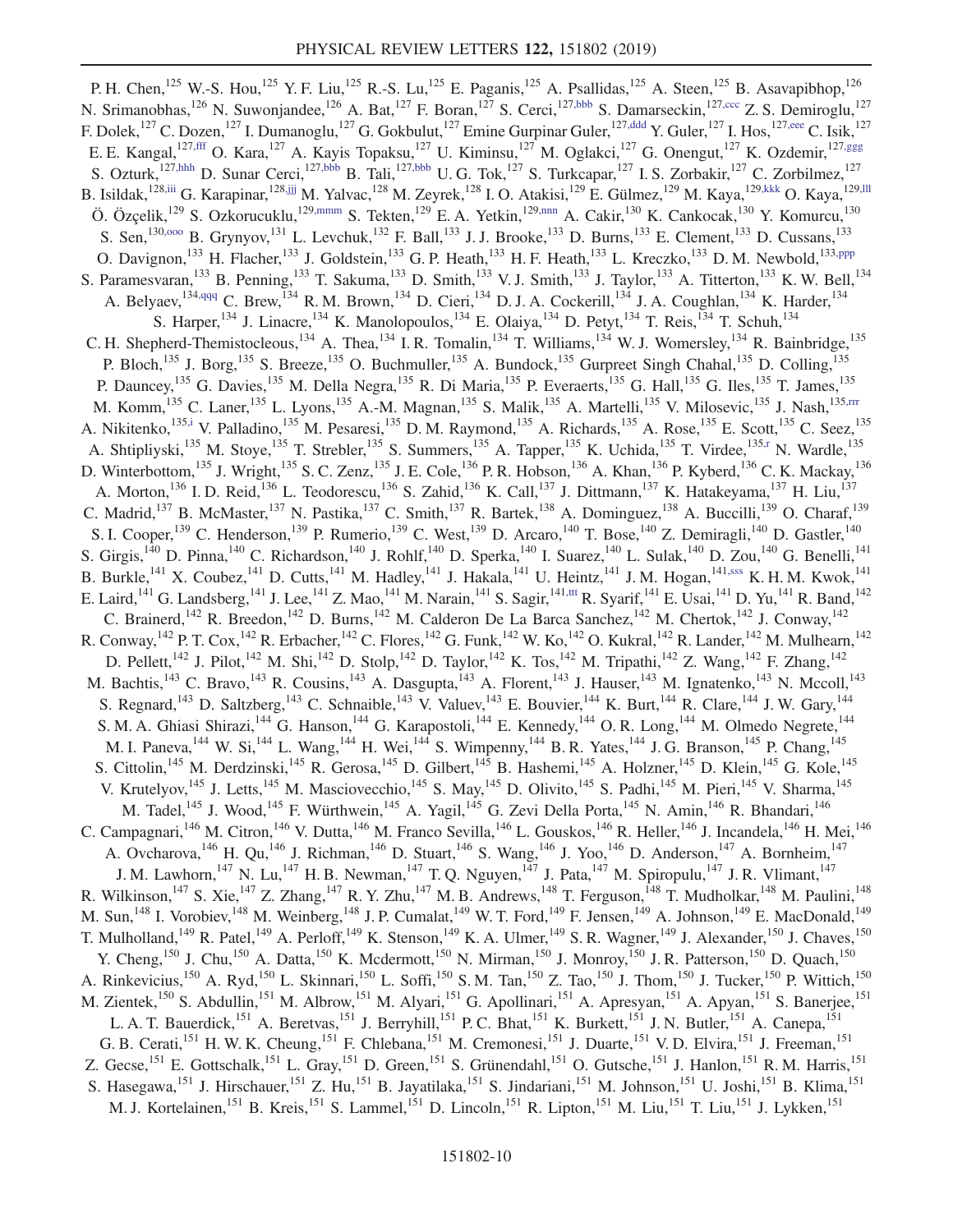P. H. Chen,[125] W.-S. Hou,[125] Y. F. Liu,[125] R.-S. Lu,[125] E. Paganis,[125] A. Psallidas,[125] A. Steen,[125] B. Asavapibhop,[126] N. Srimanobhas,[126] N. Suwonjandee,[126] A. Bat,[127] F. Boran,[127] S. Cerci,[127,bbb] S. Damarseckin,[127,ccc] Z. S. Demiroglu,[127] F. Dolek,[127] C. Dozen,[127] I. Dumanoglu,[127] G. Gokbulut,[127] Emine Gurpinar Guler,[127,ddd] Y. Guler,[127] I. Hos,[127,eee] C. Isik,[127] E. E. Kangal,[127,fff] O. Kara,[127] A. Kayis Topaksu,[127] U. Kiminsu,[127] M. Oglakci,[127] G. Onengut,[127] K. Ozdemir,[127,ggg] S. Ozturk,[127,hhh] D. Sunar Cerci,[127,bbb] B. Tali,[127,bbb] U. G. Tok,[127] S. Turkcapar,[127] I. S. Zorbakir,[127] C. Zorbilmez,[127] B. Isildak,[128,iii] G. Karapinar,[128,jjj] M. Yalvac,[128] M. Zeyrek,[128] I. O. Atakisi,[129] E. Gülmez,[129] M. Kaya,[129,kkk] O. Kaya,[129,lll] Ö. Özçelik,[129] S. Ozkorucuklu,[129,mmm] S. Tekten,[129] E. A. Yetkin,[129,nnn] A. Cakir,[130] K. Cankocak,[130] Y. Komurcu,[130] S. Sen,[130,ooo] B. Grynyov,[131] L. Levchuk,[132] F. Ball,[133] J. J. Brooke,[133] D. Burns,[133] E. Clement,[133] D. Cussans,[133] O. Davignon,[133] H. Flacher,[133] J. Goldstein,[133] G. P. Heath,[133] H. F. Heath,[133] L. Kreczko,[133] D. M. Newbold,[133,ppp] S. Paramesvaran,[133] B. Penning,[133] T. Sakuma,[133] D. Smith,[133] V. J. Smith,[133] J. Taylor,[133] A. Titterton,[133] K. W. Bell,[134] A. Belyaev,[134,qqq] C. Brew,[134] R. M. Brown,[134] D. Cieri,[134] D. J. A. Cockerill,[134] J. A. Coughlan,[134] K. Harder,[134] S. Harper,[134] J. Linacre,[134] K. Manolopoulos,[134] E. Olaiya,[134] D. Petyt,[134] T. Reis,[134] T. Schuh,[134] C. H. Shepherd-Themistocleous,[134] A. Thea,[134] I. R. Tomalin,[134] T. Williams,[134] W. J. Womersley,[134] R. Bainbridge,[135] P. Bloch,[135] J. Borg,[135] S. Breeze,[135] O. Buchmuller,[135] A. Bundock,[135] Gurpreet Singh Chahal,[135] D. Colling,[135] P. Dauncey,[135] G. Davies,[135] M. Della Negra,[135] R. Di Maria,[135] P. Everaerts,[135] G. Hall,[135] G. Iles,[135] T. James,[135] M. Komm,[135] C. Laner,[135] L. Lyons,[135] A.-M. Magnan,[135] S. Malik,[135] A. Martelli,[135] V. Milosevic,[135] J. Nash,[135,rrr] A. Nikitenko,[135,i] V. Palladino,[135] M. Pesaresi,[135] D. M. Raymond,[135] A. Richards,[135] A. Rose,[135] E. Scott,[135] C. Seez,[135] A. Shtipliyski,[135] M. Stoye,[135] T. Strebler,[135] S. Summers,[135] A. Tapper,[135] K. Uchida,[135] T. Virdee,[135,r] N. Wardle,[135] D. Winterbottom,[135] J. Wright,[135] S. C. Zenz,[135] J. E. Cole,[136] P. R. Hobson,[136] A. Khan,[136] P. Kyberd,[136] C. K. Mackay,[136] A. Morton,[136] I. D. Reid,[136] L. Teodorescu,[136] S. Zahid,[136] K. Call,[137] J. Dittmann,[137] K. Hatakeyama,[137] H. Liu,[137] C. Madrid,[137] B. McMaster,[137] N. Pastika,[137] C. Smith,[137] R. Bartek,[138] A. Dominguez,[138] A. Buccilli,[139] O. Charaf,[139] S. I. Cooper,[139] C. Henderson,[139] P. Rumerio,[139] C. West,[139] D. Arcaro,[140] T. Bose,[140] Z. Demiragli,[140] D. Gastler,[140] S. Girgis,[140] D. Pinna,[140] C. Richardson,[140] J. Rohlf,[140] D. Sperka,[140] I. Suarez,[140] L. Sulak,[140] D. Zou,[140] G. Benelli,[141] B. Burkle,[141] X. Coubez,[141] D. Cutts,[141] M. Hadley,[141] J. Hakala,[141] U. Heintz,[141] J. M. Hogan,[141,sss] K. H. M. Kwok,[141] E. Laird,[141] G. Landsberg,[141] J. Lee,[141] Z. Mao,[141] M. Narain,[141] S. Sagir,[141,ttt] R. Syarif,[141] E. Usai,[141] D. Yu,[141] R. Band,[142] C. Brainerd,[142] R. Breedon,[142] D. Burns,[142] M. Calderon De La Barca Sanchez,[142] M. Chertok,[142] J. Conway,[142] R. Conway,[142] P. T. Cox,[142] R. Erbacher,[142] C. Flores,[142] G. Funk,[142] W. Ko,[142] O. Kukral,[142] R. Lander,[142] M. Mulhearn,[142] D. Pellett,[142] J. Pilot,[142] M. Shi,[142] D. Stolp,[142] D. Taylor,[142] K. Tos,[142] M. Tripathi,[142] Z. Wang,[142] F. Zhang,[142] M. Bachtis,[143] C. Bravo,[143] R. Cousins,[143] A. Dasgupta,[143] A. Florent,[143] J. Hauser,[143] M. Ignatenko,[143] N. Mccoll,[143] S. Regnard,[143] D. Saltzberg,[143] C. Schnaible,[143] V. Valuev,[143] E. Bouvier,[144] K. Burt,[144] R. Clare,[144] J. W. Gary,[144] S. M. A. Ghiasi Shirazi,[144] G. Hanson,[144] G. Karapostoli,[144] E. Kennedy,[144] O. R. Long,[144] M. Olmedo Negrete,[144] M. I. Paneva,[144] W. Si,[144] L. Wang,[144] H. Wei,[144] S. Wimpenny,[144] B. R. Yates,[144] J. G. Branson,[145] P. Chang,[145] S. Cittolin,[145] M. Derdzinski,[145] R. Gerosa,[145] D. Gilbert,[145] B. Hashemi,[145] A. Holzner,[145] D. Klein,[145] G. Kole,[145] V. Krutelyov,[145] J. Letts,[145] M. Masciovecchio,[145] S. May,[145] D. Olivito,[145] S. Padhi,[145] M. Pieri,[145] V. Sharma,[145] M. Tadel,[145] J. Wood,[145] F. Würthwein,[145] A. Yagil,[145] G. Zevi Della Porta,[145] N. Amin,[146] R. Bhandari,[146] C. Campagnari,[146] M. Citron,[146] V. Dutta,[146] M. Franco Sevilla,[146] L. Gouskos,[146] R. Heller,[146] J. Incandela,[146] H. Mei,[146] A. Ovcharova,[146] H. Qu,[146] J. Richman,[146] D. Stuart,[146] S. Wang,[146] J. Yoo,[146] D. Anderson,[147] A. Bornheim,[147] J. M. Lawhorn,[147] N. Lu,[147] H. B. Newman,[147] T. Q. Nguyen,[147] J. Pata,[147] M. Spiropulu,[147] J. R. Vlimant,[147] R. Wilkinson,[147] S. Xie,[147] Z. Zhang,[147] R. Y. Zhu,[147] M. B. Andrews,[148] T. Ferguson,[148] T. Mudholkar,[148] M. Paulini,[148] M. Sun,[148] I. Vorobiev,[148] M. Weinberg,[148] J. P. Cumalat,[149] W. T. Ford,[149] F. Jensen,[149] A. Johnson,[149] E. MacDonald,[149] T. Mulholland,[149] R. Patel,[149] A. Perloff,[149] K. Stenson,[149] K. A. Ulmer,[149] S. R. Wagner,[149] J. Alexander,[150] J. Chaves,[150] Y. Cheng,[150] J. Chu,[150] A. Datta,[150] K. Mcdermott,[150] N. Mirman,[150] J. Monroy,[150] J. R. Patterson,[150] D. Quach,[150] A. Rinkevicius,[150] A. Ryd,[150] L. Skinnari,[150] L. Soffi,[150] S. M. Tan,[150] Z. Tao,[150] J. Thom,[150] J. Tucker,[150] P. Wittich,[150] M. Zientek,[150] S. Abdullin,[151] M. Albrow,[151] M. Alyari,[151] G. Apollinari,[151] A. Apresyan,[151] A. Apyan,[151] S. Banerjee,[151] L. A. T. Bauerdick,[151] A. Beretvas,[151] J. Berryhill,[151] P. C. Bhat,[151] K. Burkett,[151] J. N. Butler,[151] A. Canepa,[151] G. B. Cerati,[151] H. W. K. Cheung,[151] F. Chlebana,[151] M. Cremonesi,[151] J. Duarte,[151] V. D. Elvira,[151] J. Freeman,[151] Z. Gecse,[151] E. Gottschalk,[151] L. Gray,[151] D. Green,[151] S. Grünendahl,[151] O. Gutsche,[151] J. Hanlon,[151] R. M. Harris,[151] S. Hasegawa,[151] J. Hirschauer,[151] Z. Hu,[151] B. Jayatilaka,[151] S. Jindariani,[151] M. Johnson,[151] U. Joshi,[151] B. Klima,[151] M. J. Kortelainen,[151] B. Kreis,[151] S. Lammel,[151] D. Lincoln,[151] R. Lipton,[151] M. Liu,[151] T. Liu,[151] J. Lykken,[151]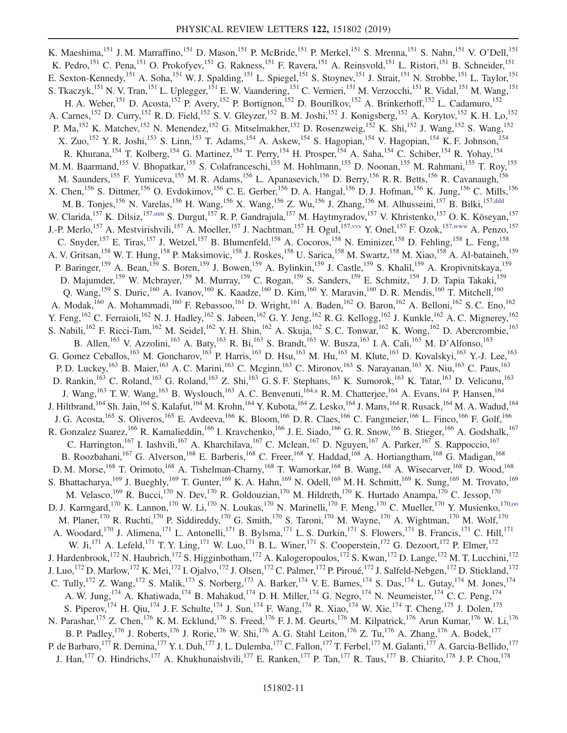K. Maeshima,[151] J. M. Marraffino,[151] D. Mason,[151] P. McBride,[151] P. Merkel,[151] S. Mrenna,[151] S. Nahn,[151] V. O'Dell,[151] K. Pedro,[151] C. Pena,[151] O. Prokofyev,[151] G. Rakness,[151] F. Ravera,[151] A. Reinsvold,[151] L. Ristori,[151] B. Schneider,[151] E. Sexton-Kennedy,[151] A. Soha,[151] W. J. Spalding,[151] L. Spiegel,[151] S. Stoynev,[151] J. Strait,[151] N. Strobbe,[151] L. Taylor,[151] S. Tkaczyk,[151] N. V. Tran,[151] L. Uplegger,[151] E. W. Vaandering,[151] C. Vernieri,[151] M. Verzocchi,[151] R. Vidal,[151] M. Wang,[151] H. A. Weber,[151] D. Acosta,[152] P. Avery,[152] P. Bortignon,[152] D. Bourilkov,[152] A. Brinkerhoff,[152] L. Cadamuro,[152] A. Carnes,[152] D. Curry,[152] R. D. Field,[152] S. V. Gleyzer,[152] B. M. Joshi,[152] J. Konigsberg,[152] A. Korytov,[152] K. H. Lo,[152] P. Ma,[152] K. Matchev,[152] N. Menendez,[152] G. Mitselmakher,[152] D. Rosenzweig,[152] K. Shi,[152] J. Wang,[152] S. Wang,[152] X. Zuo,[152] Y. R. Joshi,[153] S. Linn,[153] T. Adams,[154] A. Askew,[154] S. Hagopian,[154] V. Hagopian,[154] K. F. Johnson,[154] R. Khurana,[154] T. Kolberg,[154] G. Martinez,[154] T. Perry,[154] H. Prosper,[154] A. Saha,[154] C. Schiber,[154] R. Yohay,[154] M. M. Baarmand,[155] V. Bhopatkar,[155] S. Colafranceschi,[155] M. Hohlmann,[155] D. Noonan,[155] M. Rahmani,[155] T. Roy,[155] M. Saunders,[155] F. Yumiceva,[155] M. R. Adams,[156] L. Apanasevich,[156] D. Berry,[156] R. R. Betts,[156] R. Cavanaugh,[156] X. Chen,[156] S. Dittmer,[156] O. Evdokimov,[156] C. E. Gerber,[156] D. A. Hangal,[156] D. J. Hofman,[156] K. Jung,[156] C. Mills,[156] M. B. Tonjes,[156] N. Varelas,[156] H. Wang,[156] X. Wang,[156] Z. Wu,[156] J. Zhang,[156] M. Alhusseini,[157] B. Bilki,[157,ddd] W. Clarida,[157] K. Dilsiz,[157,uuu] S. Durgut,[157] R. P. Gandrajula,[157] M. Haytmyradov,[157] V. Khristenko,[157] O. K. Köseyan,[157] J.-P. Merlo,[157] A. Mestvirishvili,[157] A. Moeller,[157] J. Nachtman,[157] H. Ogul,[157,vvv] Y. Onel,[157] F. Ozok,[157,www] A. Penzo,[157] C. Snyder,[157] E. Tiras,[157] J. Wetzel,[157] B. Blumenfeld,[158] A. Cocoros,[158] N. Eminizer,[158] D. Fehling,[158] L. Feng,[158] A. V. Gritsan,[158] W. T. Hung,[158] P. Maksimovic,[158] J. Roskes,[158] U. Sarica,[158] M. Swartz,[158] M. Xiao,[158] A. Al-bataineh,[159] P. Baringer,[159] A. Bean,[159] S. Boren,[159] J. Bowen,[159] A. Bylinkin,[159] J. Castle,[159] S. Khalil,[159] A. Kropivnitskaya,[159] D. Majumder,[159] W. Mcbrayer,[159] M. Murray,[159] C. Rogan,[159] S. Sanders,[159] E. Schmitz,[159] J. D. Tapia Takaki,[159] Q. Wang,[159] S. Duric,[160] A. Ivanov,[160] K. Kaadze,[160] D. Kim,[160] Y. Maravin,[160] D. R. Mendis,[160] T. Mitchell,[160] A. Modak,[160] A. Mohammadi,[160] F. Rebassoo,[161] D. Wright,[161] A. Baden,[162] O. Baron,[162] A. Belloni,[162] S. C. Eno,[162] Y. Feng,[162] C. Ferraioli,[162] N. J. Hadley,[162] S. Jabeen,[162] G. Y. Jeng,[162] R. G. Kellogg,[162] J. Kunkle,[162] A. C. Mignerey,[162] S. Nabili,[162] F. Ricci-Tam,[162] M. Seidel,[162] Y. H. Shin,[162] A. Skuja,[162] S. C. Tonwar,[162] K. Wong,[162] D. Abercrombie,[163] B. Allen,[163] V. Azzolini,[163] A. Baty,[163] R. Bi,[163] S. Brandt,[163] W. Busza,[163] I. A. Cali,[163] M. D'Alfonso,[163] G. Gomez Ceballos,[163] M. Goncharov,[163] P. Harris,[163] D. Hsu,[163] M. Hu,[163] M. Klute,[163] D. Kovalskyi,[163] Y.-J. Lee,[163] P. D. Luckey,[163] B. Maier,[163] A. C. Marini,[163] C. Mcginn,[163] C. Mironov,[163] S. Narayanan,[163] X. Niu,[163] C. Paus,[163] D. Rankin,[163] C. Roland,[163] G. Roland,[163] Z. Shi,[163] G. S. F. Stephans,[163] K. Sumorok,[163] K. Tatar,[163] D. Velicanu,[163] J. Wang,[163] T. W. Wang,[163] B. Wyslouch,[163] A. C. Benvenuti,[164,a] R. M. Chatterjee,[164] A. Evans,[164] P. Hansen,[164] J. Hiltbrand,[164] Sh. Jain,[164] S. Kalafut,[164] M. Krohn,[164] Y. Kubota,[164] Z. Lesko,[164] J. Mans,[164] R. Rusack,[164] M. A. Wadud,[164] J. G. Acosta,[165] S. Oliveros,[165] E. Avdeeva,[166] K. Bloom,[166] D. R. Claes,[166] C. Fangmeier,[166] L. Finco,[166] F. Golf,[166] R. Gonzalez Suarez,[166] R. Kamalieddin,[166] I. Kravchenko,[166] J. E. Siado,[166] G. R. Snow,[166] B. Stieger,[166] A. Godshalk,[167] C. Harrington,[167] I. Iashvili,[167] A. Kharchilava,[167] C. Mclean,[167] D. Nguyen,[167] A. Parker,[167] S. Rappoccio,[167] B. Roozbahani,[167] G. Alverson,[168] E. Barberis,[168] C. Freer,[168] Y. Haddad,[168] A. Hortiangtham,[168] G. Madigan,[168] D. M. Morse,[168] T. Orimoto,[168] A. Tishelman-Charny,[168] T. Wamorkar,[168] B. Wang,[168] A. Wisecarver,[168] D. Wood,[168] S. Bhattacharya,[169] J. Bueghly,[169] T. Gunter,[169] K. A. Hahn,[169] N. Odell,[169] M. H. Schmitt,[169] K. Sung,[169] M. Trovato,[169] M. Velasco,[169] R. Bucci,[170] N. Dev,[170] R. Goldouzian,[170] M. Hildreth,[170] K. Hurtado Anampa,[170] C. Jessop,[170] D. J. Karmgard,[170] K. Lannon,[170] W. Li,[170] N. Loukas,[170] N. Marinelli,[170] F. Meng,[170] C. Mueller,[170] Y. Musienko,[170,oo] M. Planer,[170] R. Ruchti,[170] P. Siddireddy,[170] G. Smith,[170] S. Taroni,[170] M. Wayne,[170] A. Wightman,[170] M. Wolf,[170] A. Woodard,[170] J. Alimena,[171] L. Antonelli,[171] B. Bylsma,[171] L. S. Durkin,[171] S. Flowers,[171] B. Francis,[171] C. Hill,[171] W. Ji,[171] A. Lefeld,[171] T. Y. Ling,[171] W. Luo,[171] B. L. Winer,[171] S. Cooperstein,[172] G. Dezoort,[172] P. Elmer,[172] J. Hardenbrook,[172] N. Haubrich,[172] S. Higginbotham,[172] A. Kalogeropoulos,[172] S. Kwan,[172] D. Lange,[172] M. T. Lucchini,[172] J. Luo,[172] D. Marlow,[172] K. Mei,[172] I. Ojalvo,[172] J. Olsen,[172] C. Palmer,[172] P. Piroué,[172] J. Salfeld-Nebgen,[172] D. Stickland,[172] C. Tully,[172] Z. Wang,[172] S. Malik,[173] S. Norberg,[173] A. Barker,[174] V. E. Barnes,[174] S. Das,[174] L. Gutay,[174] M. Jones,[174] A. W. Jung,[174] A. Khatiwada,[174] B. Mahakud,[174] D. H. Miller,[174] G. Negro,[174] N. Neumeister,[174] C. C. Peng,[174] S. Piperov,[174] H. Qiu,[174] J. F. Schulte,[174] J. Sun,[174] F. Wang,[174] R. Xiao,[174] W. Xie,[174] T. Cheng,[175] J. Dolen,[175] N. Parashar,[175] Z. Chen,[176] K. M. Ecklund,[176] S. Freed,[176] F. J. M. Geurts,[176] M. Kilpatrick,[176] Arun Kumar,[176] W. Li,[176] B. P. Padley,[176] J. Roberts,[176] J. Rorie,[176] W. Shi,[176] A. G. Stahl Leiton,[176] Z. Tu,[176] A. Zhang,[176] A. Bodek,[177] P. de Barbaro,[177] R. Demina,[177] Y. t. Duh,[177] J. L. Dulemba,[177] C. Fallon,[177] T. Ferbel,[177] M. Galanti,[177] A. Garcia-Bellido,[177] J. Han,[177] O. Hindrichs,[177] A. Khukhunaishvili,[177] E. Ranken,[177] P. Tan,[177] R. Taus,[177] B. Chiarito,[178] J. P. Chou,[178]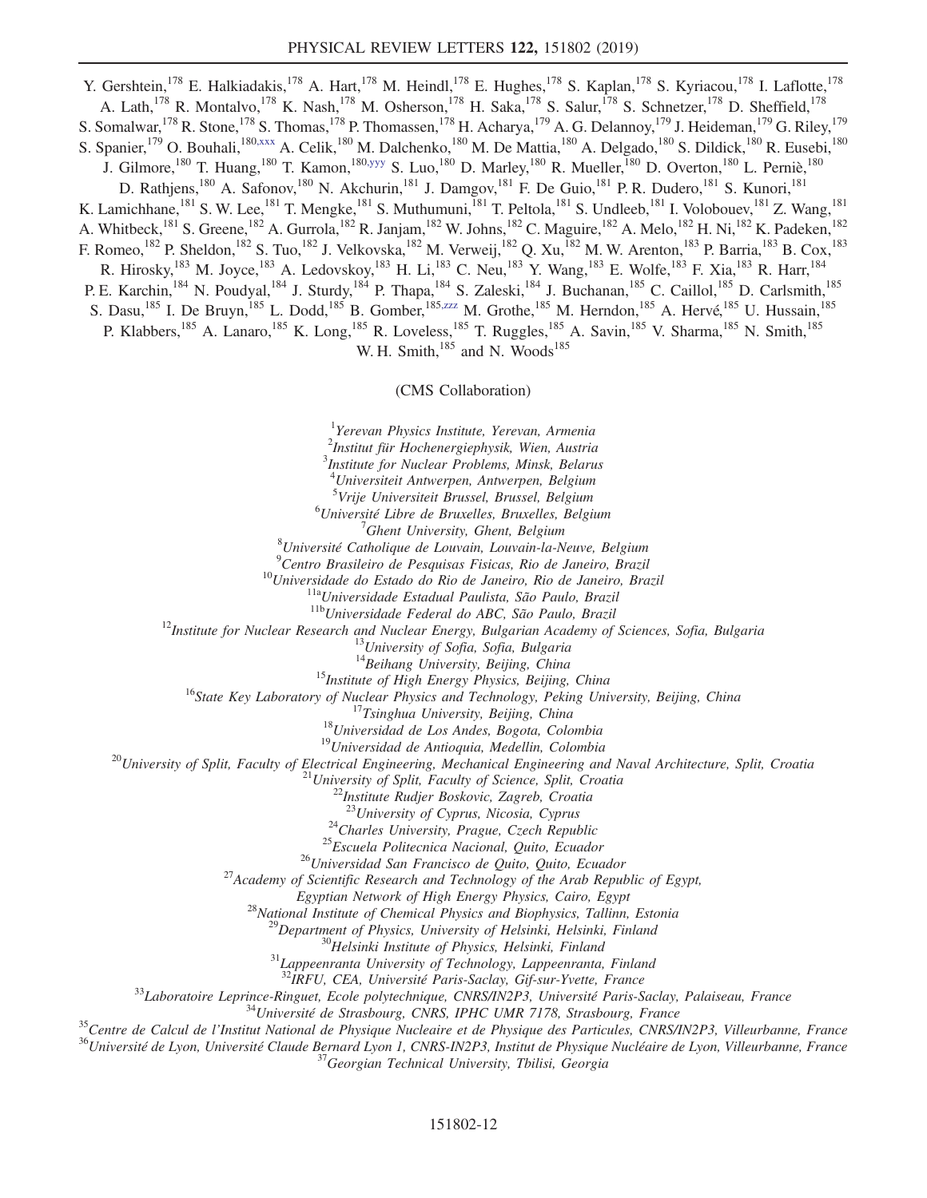Y. Gershtein,[178] E. Halkiadakis,[178] A. Hart,[178] M. Heindl,[178] E. Hughes,[178] S. Kaplan,[178] S. Kyriacou,[178] I. Laflotte,[178] A. Lath,[178] R. Montalvo,[178] K. Nash,[178] M. Osherson,[178] H. Saka,[178] S. Salur,[178] S. Schnetzer,[178] D. Sheffield,[178] S. Somalwar,[178] R. Stone,[178] S. Thomas,[178] P. Thomassen,[178] H. Acharya,[179] A. G. Delannoy,[179] J. Heideman,[179] G. Riley,[179] S. Spanier,[179] O. Bouhali,[180,xxx] A. Celik,[180] M. Dalchenko,[180] M. De Mattia,[180] A. Delgado,[180] S. Dildick,[180] R. Eusebi,[180] J. Gilmore,[180] T. Huang,[180] T. Kamon,[180,yyy] S. Luo,[180] D. Marley,[180] R. Mueller,[180] D. Overton,[180] L. Perniè,[180] D. Rathjens,[180] A. Safonov,[180] N. Akchurin,[181] J. Damgov,[181] F. De Guio,[181] P. R. Dudero,[181] S. Kunori,[181] K. Lamichhane,[181] S. W. Lee,[181] T. Mengke,[181] S. Muthumuni,[181] T. Peltola,[181] S. Undleeb,[181] I. Volobouev,[181] Z. Wang,[181] A. Whitbeck,[181] S. Greene,[182] A. Gurrola,[182] R. Janjam,[182] W. Johns,[182] C. Maguire,[182] A. Melo,[182] H. Ni,[182] K. Padeken,[182] F. Romeo,[182] P. Sheldon,[182] S. Tuo,[182] J. Velkovska,[182] M. Verweij,[182] Q. Xu,[182] M. W. Arenton,[183] P. Barria,[183] B. Cox,[183] R. Hirosky,[183] M. Joyce,[183] A. Ledovskoy,[183] H. Li,[183] C. Neu,[183] Y. Wang,[183] E. Wolfe,[183] F. Xia,[183] R. Harr,[184] P. E. Karchin,[184] N. Poudyal,[184] J. Sturdy,[184] P. Thapa,[184] S. Zaleski,[184] J. Buchanan,[185] C. Caillol,[185] D. Carlsmith,[185] S. Dasu,[185] I. De Bruyn,[185] L. Dodd,[185] B. Gomber,[185,zzz] M. Grothe,[185] M. Herndon,[185] A. Hervé,[185] U. Hussain,[185] P. Klabbers,[185] A. Lanaro,[185] K. Long,[185] R. Loveless,[185] T. Ruggles,[185] A. Savin,[185] V. Sharma,[185] N. Smith,[185] W. H. Smith,[185] and N. Woods[185]

(CMS Collaboration)

[1] *Yerevan Physics Institute, Yerevan, Armenia*
[2] *Institut für Hochenergiephysik, Wien, Austria*
[3] *Institute for Nuclear Problems, Minsk, Belarus*
[4] *Universiteit Antwerpen, Antwerpen, Belgium*
[5] *Vrije Universiteit Brussel, Brussel, Belgium*
[6] *Université Libre de Bruxelles, Bruxelles, Belgium*
[7] *Ghent University, Ghent, Belgium*
[8] *Université Catholique de Louvain, Louvain-la-Neuve, Belgium*
[9] *Centro Brasileiro de Pesquisas Fisicas, Rio de Janeiro, Brazil*
[10] *Universidade do Estado do Rio de Janeiro, Rio de Janeiro, Brazil*
[11a] *Universidade Estadual Paulista, São Paulo, Brazil*
[11b] *Universidade Federal do ABC, São Paulo, Brazil*
[12] *Institute for Nuclear Research and Nuclear Energy, Bulgarian Academy of Sciences, Sofia, Bulgaria*
[13] *University of Sofia, Sofia, Bulgaria*
[14] *Beihang University, Beijing, China*
[15] *Institute of High Energy Physics, Beijing, China*
[16] *State Key Laboratory of Nuclear Physics and Technology, Peking University, Beijing, China*
[17] *Tsinghua University, Beijing, China*
[18] *Universidad de Los Andes, Bogota, Colombia*
[19] *Universidad de Antioquia, Medellin, Colombia*
[20] *University of Split, Faculty of Electrical Engineering, Mechanical Engineering and Naval Architecture, Split, Croatia*
[21] *University of Split, Faculty of Science, Split, Croatia*
[22] *Institute Rudjer Boskovic, Zagreb, Croatia*
[23] *University of Cyprus, Nicosia, Cyprus*
[24] *Charles University, Prague, Czech Republic*
[25] *Escuela Politecnica Nacional, Quito, Ecuador*
[26] *Universidad San Francisco de Quito, Quito, Ecuador*
[27] *Academy of Scientific Research and Technology of the Arab Republic of Egypt, Egyptian Network of High Energy Physics, Cairo, Egypt*
[28] *National Institute of Chemical Physics and Biophysics, Tallinn, Estonia*
[29] *Department of Physics, University of Helsinki, Helsinki, Finland*
[30] *Helsinki Institute of Physics, Helsinki, Finland*
[31] *Lappeenranta University of Technology, Lappeenranta, Finland*
[32] *IRFU, CEA, Université Paris-Saclay, Gif-sur-Yvette, France*
[33] *Laboratoire Leprince-Ringuet, Ecole polytechnique, CNRS/IN2P3, Université Paris-Saclay, Palaiseau, France*
[34] *Université de Strasbourg, CNRS, IPHC UMR 7178, Strasbourg, France*
[35] *Centre de Calcul de l'Institut National de Physique Nucleaire et de Physique des Particules, CNRS/IN2P3, Villeurbanne, France*
[36] *Université de Lyon, Université Claude Bernard Lyon 1, CNRS-IN2P3, Institut de Physique Nucléaire de Lyon, Villeurbanne, France*
[37] *Georgian Technical University, Tbilisi, Georgia*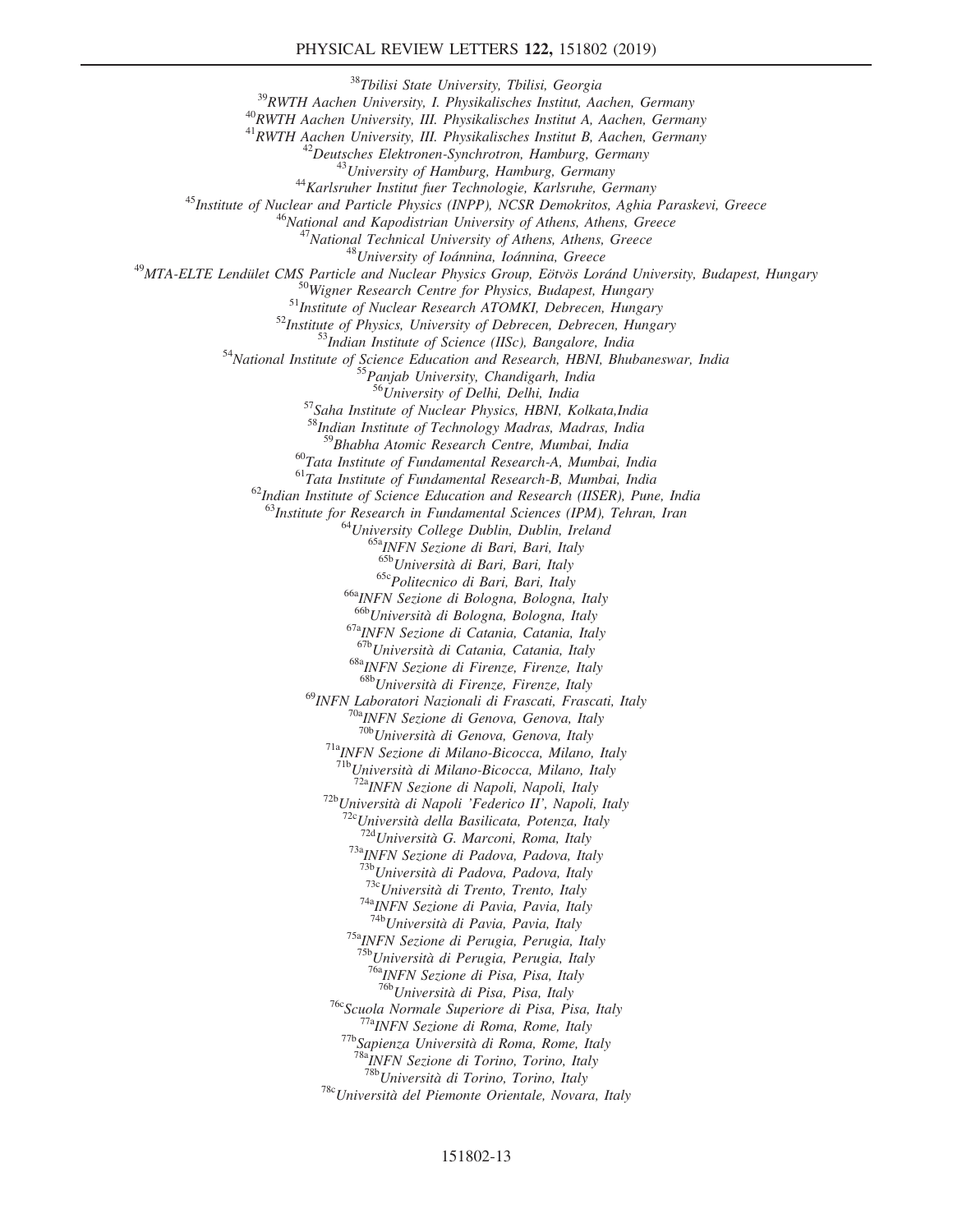[38]Tbilisi State University, Tbilisi, Georgia

[39]RWTH Aachen University, I. Physikalisches Institut, Aachen, Germany

[40]RWTH Aachen University, III. Physikalisches Institut A, Aachen, Germany

[41]RWTH Aachen University, III. Physikalisches Institut B, Aachen, Germany

[42]Deutsches Elektronen-Synchrotron, Hamburg, Germany

[43]University of Hamburg, Hamburg, Germany

[44]Karlsruher Institut fuer Technologie, Karlsruhe, Germany

[45]Institute of Nuclear and Particle Physics (INPP), NCSR Demokritos, Aghia Paraskevi, Greece

[46]National and Kapodistrian University of Athens, Athens, Greece

[47]National Technical University of Athens, Athens, Greece

[48]University of Ioánnina, Ioánnina, Greece

[49]MTA-ELTE Lendület CMS Particle and Nuclear Physics Group, Eötvös Loránd University, Budapest, Hungary

[50]Wigner Research Centre for Physics, Budapest, Hungary

[51]Institute of Nuclear Research ATOMKI, Debrecen, Hungary

[52]Institute of Physics, University of Debrecen, Debrecen, Hungary

[53]Indian Institute of Science (IISc), Bangalore, India

[54]National Institute of Science Education and Research, HBNI, Bhubaneswar, India

[55]Panjab University, Chandigarh, India

[56]University of Delhi, Delhi, India

[57]Saha Institute of Nuclear Physics, HBNI, Kolkata,India

[58]Indian Institute of Technology Madras, Madras, India

[59]Bhabha Atomic Research Centre, Mumbai, India

[60]Tata Institute of Fundamental Research-A, Mumbai, India

[61]Tata Institute of Fundamental Research-B, Mumbai, India

[62]Indian Institute of Science Education and Research (IISER), Pune, India

[63]Institute for Research in Fundamental Sciences (IPM), Tehran, Iran

[64]University College Dublin, Dublin, Ireland

[65a]INFN Sezione di Bari, Bari, Italy

[65b]Università di Bari, Bari, Italy

[65c]Politecnico di Bari, Bari, Italy

[66a]INFN Sezione di Bologna, Bologna, Italy

[66b]Università di Bologna, Bologna, Italy

[67a]INFN Sezione di Catania, Catania, Italy

[67b]Università di Catania, Catania, Italy

[68a]INFN Sezione di Firenze, Firenze, Italy

[68b]Università di Firenze, Firenze, Italy

[69]INFN Laboratori Nazionali di Frascati, Frascati, Italy

[70a]INFN Sezione di Genova, Genova, Italy

[70b]Università di Genova, Genova, Italy

[71a]INFN Sezione di Milano-Bicocca, Milano, Italy

[71b]Università di Milano-Bicocca, Milano, Italy

[72a]INFN Sezione di Napoli, Napoli, Italy

[72b]Università di Napoli 'Federico II', Napoli, Italy

[72c]Università della Basilicata, Potenza, Italy

[72d]Università G. Marconi, Roma, Italy

[73a]INFN Sezione di Padova, Padova, Italy

[73b]Università di Padova, Padova, Italy

[73c]Università di Trento, Trento, Italy

[74a]INFN Sezione di Pavia, Pavia, Italy

[74b]Università di Pavia, Pavia, Italy

[75a]INFN Sezione di Perugia, Perugia, Italy

[75b]Università di Perugia, Perugia, Italy

[76a]INFN Sezione di Pisa, Pisa, Italy

[76b]Università di Pisa, Pisa, Italy

[76c]Scuola Normale Superiore di Pisa, Pisa, Italy

[77a]INFN Sezione di Roma, Rome, Italy

[77b]Sapienza Università di Roma, Rome, Italy

[78a]INFN Sezione di Torino, Torino, Italy

[78b]Università di Torino, Torino, Italy

[78c]Università del Piemonte Orientale, Novara, Italy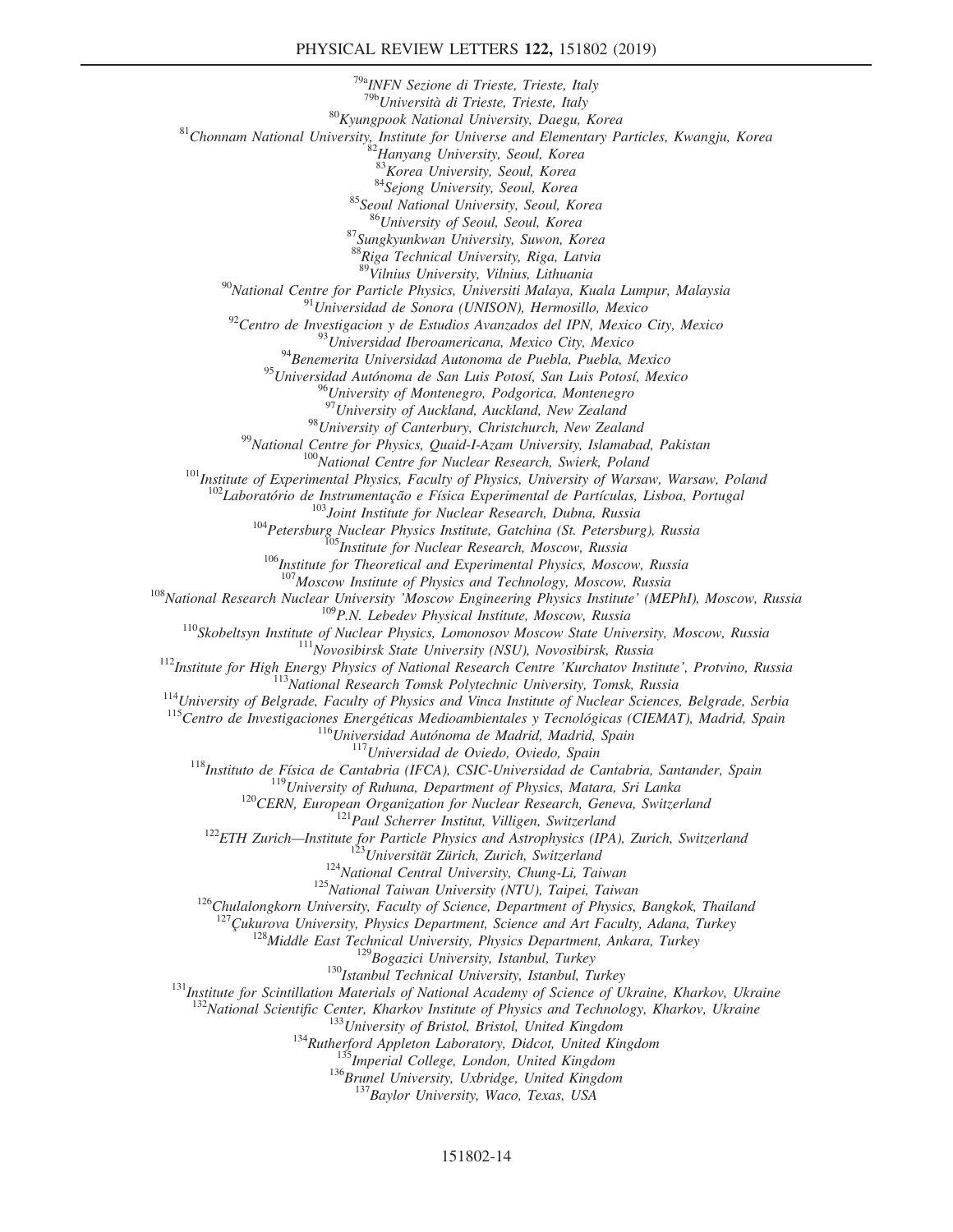[79a]INFN Sezione di Trieste, Trieste, Italy
[79b]Università di Trieste, Trieste, Italy
[80]Kyungpook National University, Daegu, Korea
[81]Chonnam National University, Institute for Universe and Elementary Particles, Kwangju, Korea
[82]Hanyang University, Seoul, Korea
[83]Korea University, Seoul, Korea
[84]Sejong University, Seoul, Korea
[85]Seoul National University, Seoul, Korea
[86]University of Seoul, Seoul, Korea
[87]Sungkyunkwan University, Suwon, Korea
[88]Riga Technical University, Riga, Latvia
[89]Vilnius University, Vilnius, Lithuania
[90]National Centre for Particle Physics, Universiti Malaya, Kuala Lumpur, Malaysia
[91]Universidad de Sonora (UNISON), Hermosillo, Mexico
[92]Centro de Investigacion y de Estudios Avanzados del IPN, Mexico City, Mexico
[93]Universidad Iberoamericana, Mexico City, Mexico
[94]Benemerita Universidad Autonoma de Puebla, Puebla, Mexico
[95]Universidad Autónoma de San Luis Potosí, San Luis Potosí, Mexico
[96]University of Montenegro, Podgorica, Montenegro
[97]University of Auckland, Auckland, New Zealand
[98]University of Canterbury, Christchurch, New Zealand
[99]National Centre for Physics, Quaid-I-Azam University, Islamabad, Pakistan
[100]National Centre for Nuclear Research, Swierk, Poland
[101]Institute of Experimental Physics, Faculty of Physics, University of Warsaw, Warsaw, Poland
[102]Laboratório de Instrumentação e Física Experimental de Partículas, Lisboa, Portugal
[103]Joint Institute for Nuclear Research, Dubna, Russia
[104]Petersburg Nuclear Physics Institute, Gatchina (St. Petersburg), Russia
[105]Institute for Nuclear Research, Moscow, Russia
[106]Institute for Theoretical and Experimental Physics, Moscow, Russia
[107]Moscow Institute of Physics and Technology, Moscow, Russia
[108]National Research Nuclear University 'Moscow Engineering Physics Institute' (MEPhI), Moscow, Russia
[109]P.N. Lebedev Physical Institute, Moscow, Russia
[110]Skobeltsyn Institute of Nuclear Physics, Lomonosov Moscow State University, Moscow, Russia
[111]Novosibirsk State University (NSU), Novosibirsk, Russia
[112]Institute for High Energy Physics of National Research Centre 'Kurchatov Institute', Protvino, Russia
[113]National Research Tomsk Polytechnic University, Tomsk, Russia
[114]University of Belgrade, Faculty of Physics and Vinca Institute of Nuclear Sciences, Belgrade, Serbia
[115]Centro de Investigaciones Energéticas Medioambientales y Tecnológicas (CIEMAT), Madrid, Spain
[116]Universidad Autónoma de Madrid, Madrid, Spain
[117]Universidad de Oviedo, Oviedo, Spain
[118]Instituto de Física de Cantabria (IFCA), CSIC-Universidad de Cantabria, Santander, Spain
[119]University of Ruhuna, Department of Physics, Matara, Sri Lanka
[120]CERN, European Organization for Nuclear Research, Geneva, Switzerland
[121]Paul Scherrer Institut, Villigen, Switzerland
[122]ETH Zurich—Institute for Particle Physics and Astrophysics (IPA), Zurich, Switzerland
[123]Universität Zürich, Zurich, Switzerland
[124]National Central University, Chung-Li, Taiwan
[125]National Taiwan University (NTU), Taipei, Taiwan
[126]Chulalongkorn University, Faculty of Science, Department of Physics, Bangkok, Thailand
[127]Çukurova University, Physics Department, Science and Art Faculty, Adana, Turkey
[128]Middle East Technical University, Physics Department, Ankara, Turkey
[129]Bogazici University, Istanbul, Turkey
[130]Istanbul Technical University, Istanbul, Turkey
[131]Institute for Scintillation Materials of National Academy of Science of Ukraine, Kharkov, Ukraine
[132]National Scientific Center, Kharkov Institute of Physics and Technology, Kharkov, Ukraine
[133]University of Bristol, Bristol, United Kingdom
[134]Rutherford Appleton Laboratory, Didcot, United Kingdom
[135]Imperial College, London, United Kingdom
[136]Brunel University, Uxbridge, United Kingdom
[137]Baylor University, Waco, Texas, USA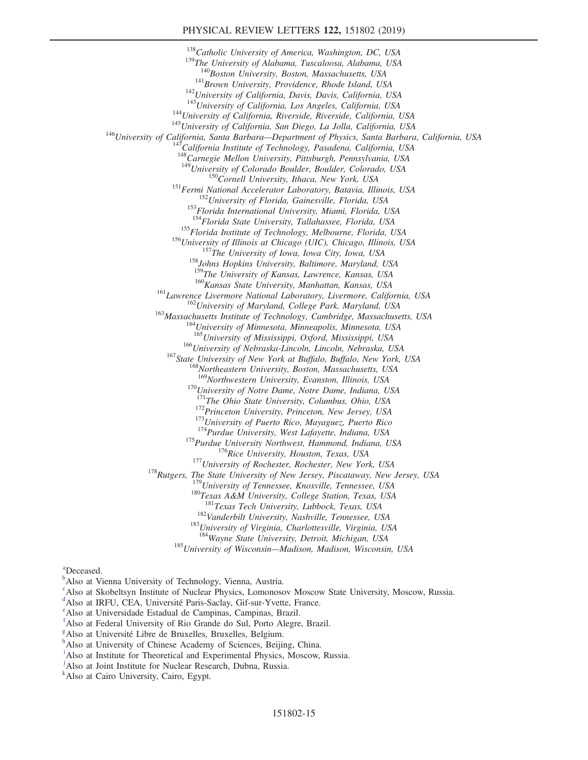[138]*Catholic University of America, Washington, DC, USA*
[139]*The University of Alabama, Tuscaloosa, Alabama, USA*
[140]*Boston University, Boston, Massachusetts, USA*
[141]*Brown University, Providence, Rhode Island, USA*
[142]*University of California, Davis, Davis, California, USA*
[143]*University of California, Los Angeles, California, USA*
[144]*University of California, Riverside, Riverside, California, USA*
[145]*University of California, San Diego, La Jolla, California, USA*
[146]*University of California, Santa Barbara—Department of Physics, Santa Barbara, California, USA*
[147]*California Institute of Technology, Pasadena, California, USA*
[148]*Carnegie Mellon University, Pittsburgh, Pennsylvania, USA*
[149]*University of Colorado Boulder, Boulder, Colorado, USA*
[150]*Cornell University, Ithaca, New York, USA*
[151]*Fermi National Accelerator Laboratory, Batavia, Illinois, USA*
[152]*University of Florida, Gainesville, Florida, USA*
[153]*Florida International University, Miami, Florida, USA*
[154]*Florida State University, Tallahassee, Florida, USA*
[155]*Florida Institute of Technology, Melbourne, Florida, USA*
[156]*University of Illinois at Chicago (UIC), Chicago, Illinois, USA*
[157]*The University of Iowa, Iowa City, Iowa, USA*
[158]*Johns Hopkins University, Baltimore, Maryland, USA*
[159]*The University of Kansas, Lawrence, Kansas, USA*
[160]*Kansas State University, Manhattan, Kansas, USA*
[161]*Lawrence Livermore National Laboratory, Livermore, California, USA*
[162]*University of Maryland, College Park, Maryland, USA*
[163]*Massachusetts Institute of Technology, Cambridge, Massachusetts, USA*
[164]*University of Minnesota, Minneapolis, Minnesota, USA*
[165]*University of Mississippi, Oxford, Mississippi, USA*
[166]*University of Nebraska-Lincoln, Lincoln, Nebraska, USA*
[167]*State University of New York at Buffalo, Buffalo, New York, USA*
[168]*Northeastern University, Boston, Massachusetts, USA*
[169]*Northwestern University, Evanston, Illinois, USA*
[170]*University of Notre Dame, Notre Dame, Indiana, USA*
[171]*The Ohio State University, Columbus, Ohio, USA*
[172]*Princeton University, Princeton, New Jersey, USA*
[173]*University of Puerto Rico, Mayaguez, Puerto Rico*
[174]*Purdue University, West Lafayette, Indiana, USA*
[175]*Purdue University Northwest, Hammond, Indiana, USA*
[176]*Rice University, Houston, Texas, USA*
[177]*University of Rochester, Rochester, New York, USA*
[178]*Rutgers, The State University of New Jersey, Piscataway, New Jersey, USA*
[179]*University of Tennessee, Knoxville, Tennessee, USA*
[180]*Texas A&M University, College Station, Texas, USA*
[181]*Texas Tech University, Lubbock, Texas, USA*
[182]*Vanderbilt University, Nashville, Tennessee, USA*
[183]*University of Virginia, Charlottesville, Virginia, USA*
[184]*Wayne State University, Detroit, Michigan, USA*
[185]*University of Wisconsin—Madison, Madison, Wisconsin, USA*

[a]Deceased.
[b]Also at Vienna University of Technology, Vienna, Austria.
[c]Also at Skobeltsyn Institute of Nuclear Physics, Lomonosov Moscow State University, Moscow, Russia.
[d]Also at IRFU, CEA, Université Paris-Saclay, Gif-sur-Yvette, France.
[e]Also at Universidade Estadual de Campinas, Campinas, Brazil.
[f]Also at Federal University of Rio Grande do Sul, Porto Alegre, Brazil.
[g]Also at Université Libre de Bruxelles, Bruxelles, Belgium.
[h]Also at University of Chinese Academy of Sciences, Beijing, China.
[i]Also at Institute for Theoretical and Experimental Physics, Moscow, Russia.
[j]Also at Joint Institute for Nuclear Research, Dubna, Russia.
[k]Also at Cairo University, Cairo, Egypt.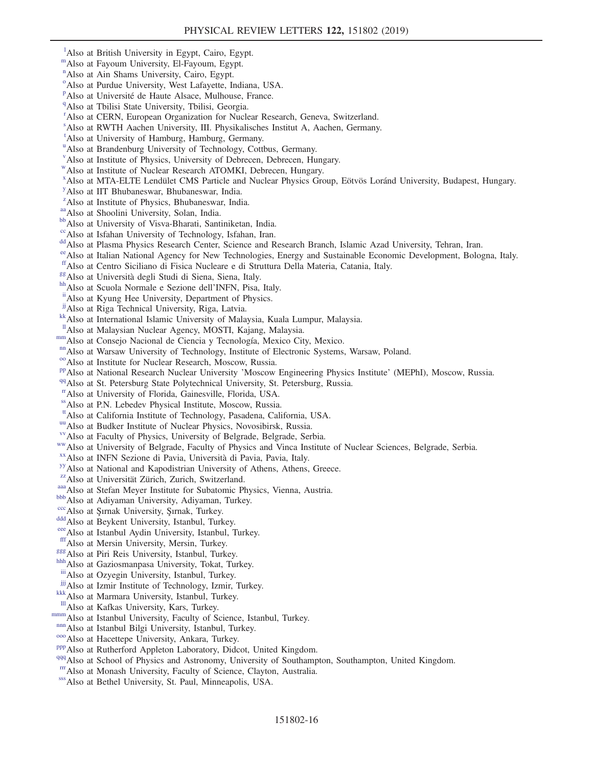[l]Also at British University in Egypt, Cairo, Egypt.
[m]Also at Fayoum University, El-Fayoum, Egypt.
[n]Also at Ain Shams University, Cairo, Egypt.
[o]Also at Purdue University, West Lafayette, Indiana, USA.
[p]Also at Université de Haute Alsace, Mulhouse, France.
[q]Also at Tbilisi State University, Tbilisi, Georgia.
[r]Also at CERN, European Organization for Nuclear Research, Geneva, Switzerland.
[s]Also at RWTH Aachen University, III. Physikalisches Institut A, Aachen, Germany.
[t]Also at University of Hamburg, Hamburg, Germany.
[u]Also at Brandenburg University of Technology, Cottbus, Germany.
[v]Also at Institute of Physics, University of Debrecen, Debrecen, Hungary.
[w]Also at Institute of Nuclear Research ATOMKI, Debrecen, Hungary.
[x]Also at MTA-ELTE Lendület CMS Particle and Nuclear Physics Group, Eötvös Loránd University, Budapest, Hungary.
[y]Also at IIT Bhubaneswar, Bhubaneswar, India.
[z]Also at Institute of Physics, Bhubaneswar, India.
[aa]Also at Shoolini University, Solan, India.
[bb]Also at University of Visva-Bharati, Santiniketan, India.
[cc]Also at Isfahan University of Technology, Isfahan, Iran.
[dd]Also at Plasma Physics Research Center, Science and Research Branch, Islamic Azad University, Tehran, Iran.
[ee]Also at Italian National Agency for New Technologies, Energy and Sustainable Economic Development, Bologna, Italy.
[ff]Also at Centro Siciliano di Fisica Nucleare e di Struttura Della Materia, Catania, Italy.
[gg]Also at Università degli Studi di Siena, Siena, Italy.
[hh]Also at Scuola Normale e Sezione dell'INFN, Pisa, Italy.
[ii]Also at Kyung Hee University, Department of Physics.
[jj]Also at Riga Technical University, Riga, Latvia.
[kk]Also at International Islamic University of Malaysia, Kuala Lumpur, Malaysia.
[ll]Also at Malaysian Nuclear Agency, MOSTI, Kajang, Malaysia.
[mm]Also at Consejo Nacional de Ciencia y Tecnología, Mexico City, Mexico.
[nn]Also at Warsaw University of Technology, Institute of Electronic Systems, Warsaw, Poland.
[oo]Also at Institute for Nuclear Research, Moscow, Russia.
[pp]Also at National Research Nuclear University 'Moscow Engineering Physics Institute' (MEPhI), Moscow, Russia.
[qq]Also at St. Petersburg State Polytechnical University, St. Petersburg, Russia.
[rr]Also at University of Florida, Gainesville, Florida, USA.
[ss]Also at P.N. Lebedev Physical Institute, Moscow, Russia.
[tt]Also at California Institute of Technology, Pasadena, California, USA.
[uu]Also at Budker Institute of Nuclear Physics, Novosibirsk, Russia.
[vv]Also at Faculty of Physics, University of Belgrade, Belgrade, Serbia.
[ww]Also at University of Belgrade, Faculty of Physics and Vinca Institute of Nuclear Sciences, Belgrade, Serbia.
[xx]Also at INFN Sezione di Pavia, Università di Pavia, Pavia, Italy.
[yy]Also at National and Kapodistrian University of Athens, Athens, Greece.
[zz]Also at Universität Zürich, Zurich, Switzerland.
[aaa]Also at Stefan Meyer Institute for Subatomic Physics, Vienna, Austria.
[bbb]Also at Adiyaman University, Adiyaman, Turkey.
[ccc]Also at Şırnak University, Şırnak, Turkey.
[ddd]Also at Beykent University, Istanbul, Turkey.
[eee]Also at Istanbul Aydin University, Istanbul, Turkey.
[fff]Also at Mersin University, Mersin, Turkey.
[ggg]Also at Piri Reis University, Istanbul, Turkey.
[hhh]Also at Gaziosmanpasa University, Tokat, Turkey.
[iii]Also at Ozyegin University, Istanbul, Turkey.
[jjj]Also at Izmir Institute of Technology, Izmir, Turkey.
[kkk]Also at Marmara University, Istanbul, Turkey.
[lll]Also at Kafkas University, Kars, Turkey.
[mmm]Also at Istanbul University, Faculty of Science, Istanbul, Turkey.
[nnn]Also at Istanbul Bilgi University, Istanbul, Turkey.
[ooo]Also at Hacettepe University, Ankara, Turkey.
[ppp]Also at Rutherford Appleton Laboratory, Didcot, United Kingdom.
[qqq]Also at School of Physics and Astronomy, University of Southampton, Southampton, United Kingdom.
[rrr]Also at Monash University, Faculty of Science, Clayton, Australia.
[sss]Also at Bethel University, St. Paul, Minneapolis, USA.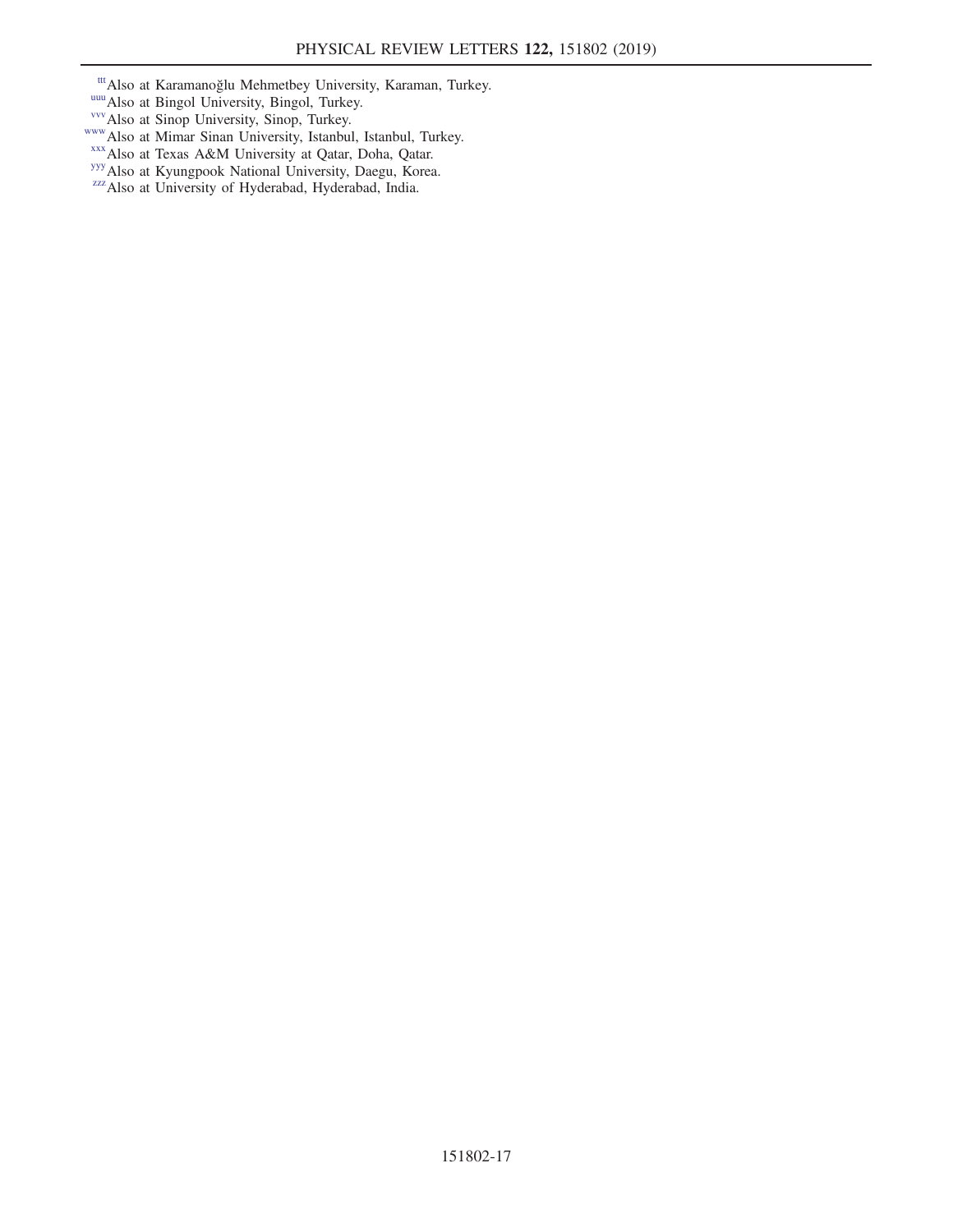[ttt]Also at Karamanoğlu Mehmetbey University, Karaman, Turkey.
[uuu]Also at Bingol University, Bingol, Turkey.
[vvv]Also at Sinop University, Sinop, Turkey.
[www]Also at Mimar Sinan University, Istanbul, Istanbul, Turkey.
[xxx]Also at Texas A&M University at Qatar, Doha, Qatar.
[yyy]Also at Kyungpook National University, Daegu, Korea.
[zzz]Also at University of Hyderabad, Hyderabad, India.